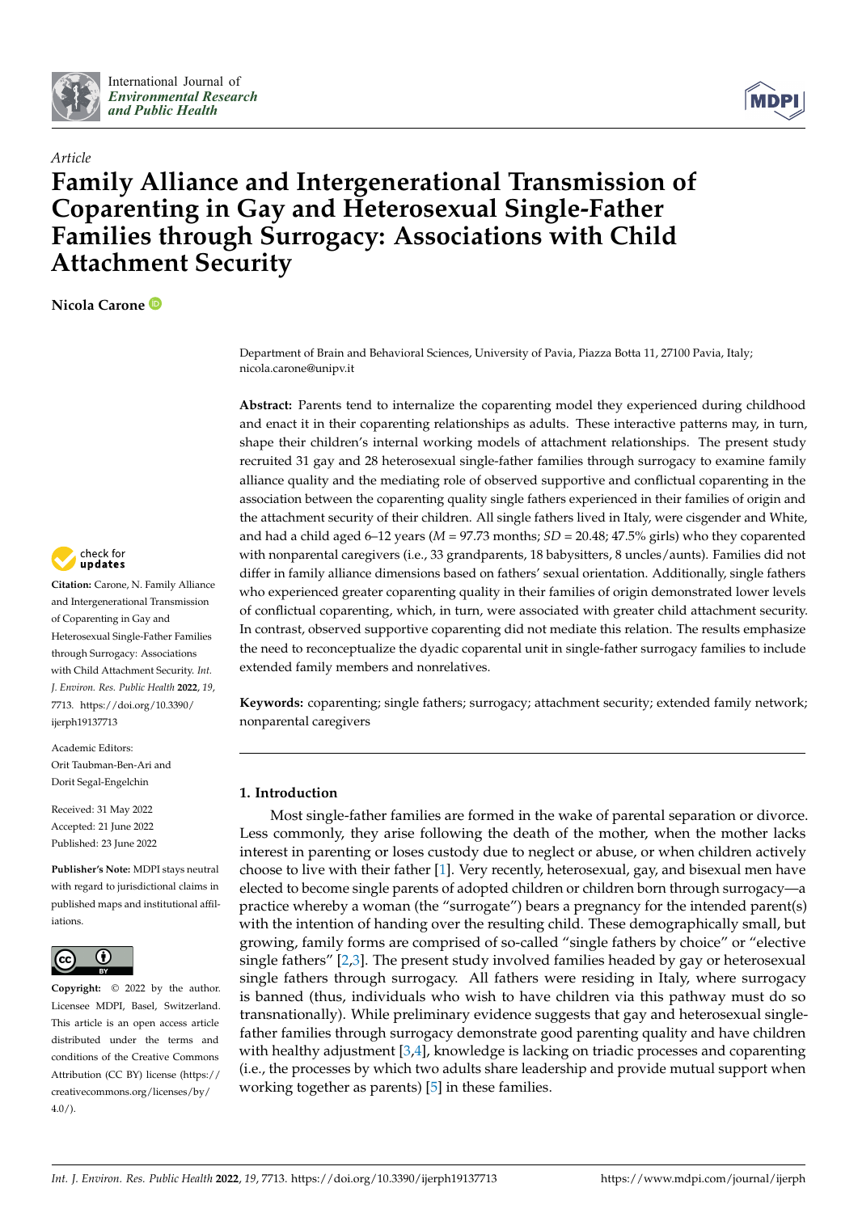*Article*

# Family Alliance and Intergenerational Transmission of Coparenting in Gay and Heterosexual Single-Father Families through Surrogacy: Associations with Child Attachment Security

**Nicola Carone**

Department of Brain and Behavioral Sciences, University of Pavia, Piazza Botta 11, 27100 Pavia, Italy; nicola.carone@unipv.it

**Abstract:** Parents tend to internalize the coparenting model they experienced during childhood and enact it in their coparenting relationships as adults. These interactive patterns may, in turn, shape their children's internal working models of attachment relationships. The present study recruited 31 gay and 28 heterosexual single-father families through surrogacy to examine family alliance quality and the mediating role of observed supportive and conflictual coparenting in the association between the coparenting quality single fathers experienced in their families of origin and the attachment security of their children. All single fathers lived in Italy, were cisgender and White, and had a child aged 6–12 years (*M* = 97.73 months; *SD* = 20.48; 47.5% girls) who they coparented with nonparental caregivers (i.e., 33 grandparents, 18 babysitters, 8 uncles/aunts). Families did not differ in family alliance dimensions based on fathers' sexual orientation. Additionally, single fathers who experienced greater coparenting quality in their families of origin demonstrated lower levels of conflictual coparenting, which, in turn, were associated with greater child attachment security. In contrast, observed supportive coparenting did not mediate this relation. The results emphasize the need to reconceptualize the dyadic coparental unit in single-father surrogacy families to include extended family members and nonrelatives.

**Keywords:** coparenting; single fathers; surrogacy; attachment security; extended family network; nonparental caregivers

**Citation:** Carone, N. Family Alliance and Intergenerational Transmission of Coparenting in Gay and Heterosexual Single-Father Families through Surrogacy: Associations with Child Attachment Security. *Int. J. Environ. Res. Public Health* **2022**, *19*, 7713. https://doi.org/10.3390/ijerph19137713

Academic Editors: Orit Taubman-Ben-Ari and Dorit Segal-Engelchin

Received: 31 May 2022
Accepted: 21 June 2022
Published: 23 June 2022

**Publisher's Note:** MDPI stays neutral with regard to jurisdictional claims in published maps and institutional affiliations.

**Copyright:** © 2022 by the author. Licensee MDPI, Basel, Switzerland. This article is an open access article distributed under the terms and conditions of the Creative Commons Attribution (CC BY) license (https://creativecommons.org/licenses/by/4.0/).

## 1. Introduction

Most single-father families are formed in the wake of parental separation or divorce. Less commonly, they arise following the death of the mother, when the mother lacks interest in parenting or loses custody due to neglect or abuse, or when children actively choose to live with their father [1]. Very recently, heterosexual, gay, and bisexual men have elected to become single parents of adopted children or children born through surrogacy—a practice whereby a woman (the "surrogate") bears a pregnancy for the intended parent(s) with the intention of handing over the resulting child. These demographically small, but growing, family forms are comprised of so-called "single fathers by choice" or "elective single fathers" [2,3]. The present study involved families headed by gay or heterosexual single fathers through surrogacy. All fathers were residing in Italy, where surrogacy is banned (thus, individuals who wish to have children via this pathway must do so transnationally). While preliminary evidence suggests that gay and heterosexual single-father families through surrogacy demonstrate good parenting quality and have children with healthy adjustment [3,4], knowledge is lacking on triadic processes and coparenting (i.e., the processes by which two adults share leadership and provide mutual support when working together as parents) [5] in these families.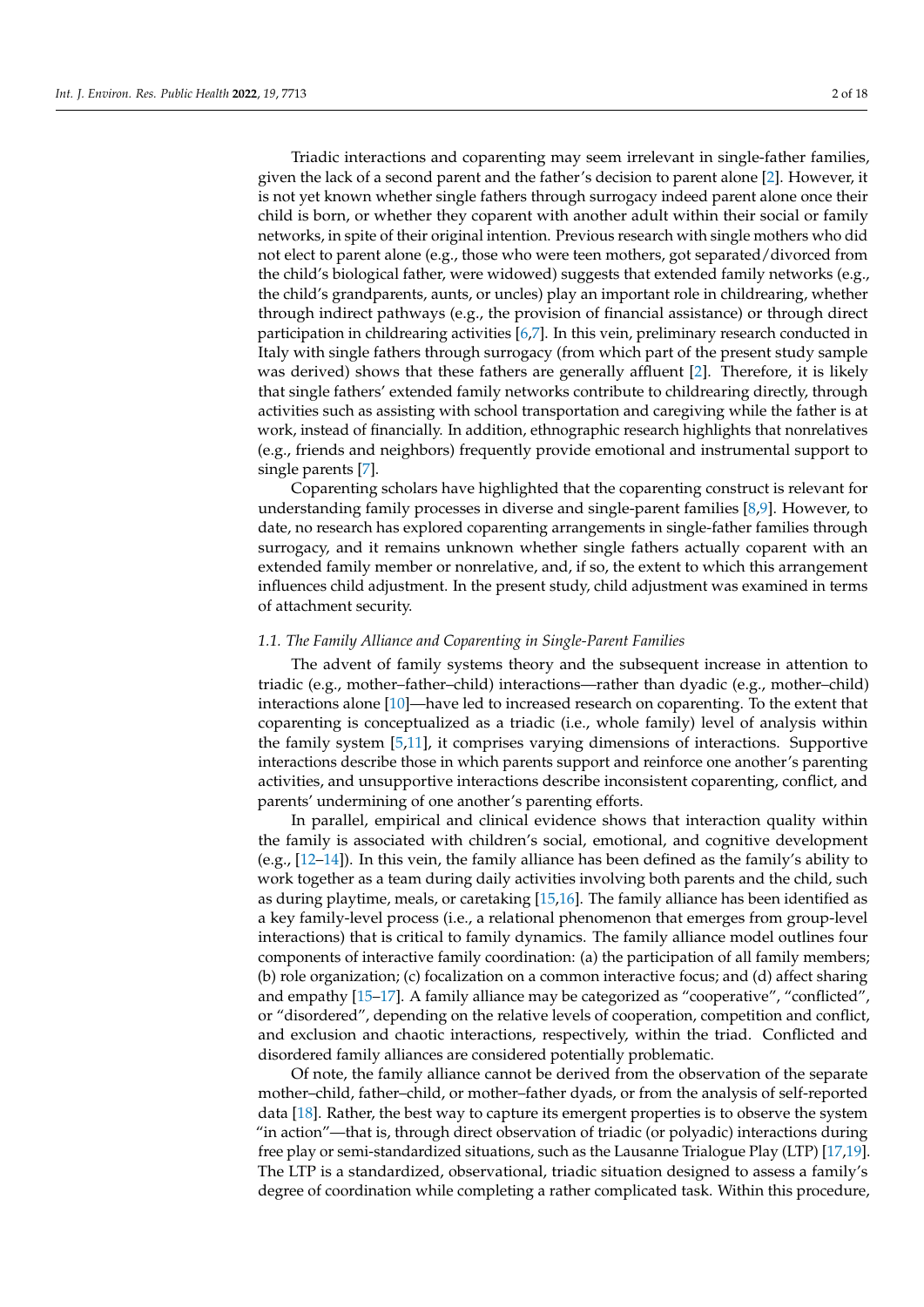Triadic interactions and coparenting may seem irrelevant in single-father families, given the lack of a second parent and the father's decision to parent alone [2]. However, it is not yet known whether single fathers through surrogacy indeed parent alone once their child is born, or whether they coparent with another adult within their social or family networks, in spite of their original intention. Previous research with single mothers who did not elect to parent alone (e.g., those who were teen mothers, got separated/divorced from the child's biological father, were widowed) suggests that extended family networks (e.g., the child's grandparents, aunts, or uncles) play an important role in childrearing, whether through indirect pathways (e.g., the provision of financial assistance) or through direct participation in childrearing activities [6,7]. In this vein, preliminary research conducted in Italy with single fathers through surrogacy (from which part of the present study sample was derived) shows that these fathers are generally affluent [2]. Therefore, it is likely that single fathers' extended family networks contribute to childrearing directly, through activities such as assisting with school transportation and caregiving while the father is at work, instead of financially. In addition, ethnographic research highlights that nonrelatives (e.g., friends and neighbors) frequently provide emotional and instrumental support to single parents [7].

Coparenting scholars have highlighted that the coparenting construct is relevant for understanding family processes in diverse and single-parent families [8,9]. However, to date, no research has explored coparenting arrangements in single-father families through surrogacy, and it remains unknown whether single fathers actually coparent with an extended family member or nonrelative, and, if so, the extent to which this arrangement influences child adjustment. In the present study, child adjustment was examined in terms of attachment security.

### *1.1. The Family Alliance and Coparenting in Single-Parent Families*

The advent of family systems theory and the subsequent increase in attention to triadic (e.g., mother–father–child) interactions—rather than dyadic (e.g., mother–child) interactions alone [10]—have led to increased research on coparenting. To the extent that coparenting is conceptualized as a triadic (i.e., whole family) level of analysis within the family system [5,11], it comprises varying dimensions of interactions. Supportive interactions describe those in which parents support and reinforce one another's parenting activities, and unsupportive interactions describe inconsistent coparenting, conflict, and parents' undermining of one another's parenting efforts.

In parallel, empirical and clinical evidence shows that interaction quality within the family is associated with children's social, emotional, and cognitive development (e.g., [12–14]). In this vein, the family alliance has been defined as the family's ability to work together as a team during daily activities involving both parents and the child, such as during playtime, meals, or caretaking [15,16]. The family alliance has been identified as a key family-level process (i.e., a relational phenomenon that emerges from group-level interactions) that is critical to family dynamics. The family alliance model outlines four components of interactive family coordination: (a) the participation of all family members; (b) role organization; (c) focalization on a common interactive focus; and (d) affect sharing and empathy [15–17]. A family alliance may be categorized as "cooperative", "conflicted", or "disordered", depending on the relative levels of cooperation, competition and conflict, and exclusion and chaotic interactions, respectively, within the triad. Conflicted and disordered family alliances are considered potentially problematic.

Of note, the family alliance cannot be derived from the observation of the separate mother–child, father–child, or mother–father dyads, or from the analysis of self-reported data [18]. Rather, the best way to capture its emergent properties is to observe the system "in action"—that is, through direct observation of triadic (or polyadic) interactions during free play or semi-standardized situations, such as the Lausanne Trialogue Play (LTP) [17,19]. The LTP is a standardized, observational, triadic situation designed to assess a family's degree of coordination while completing a rather complicated task. Within this procedure,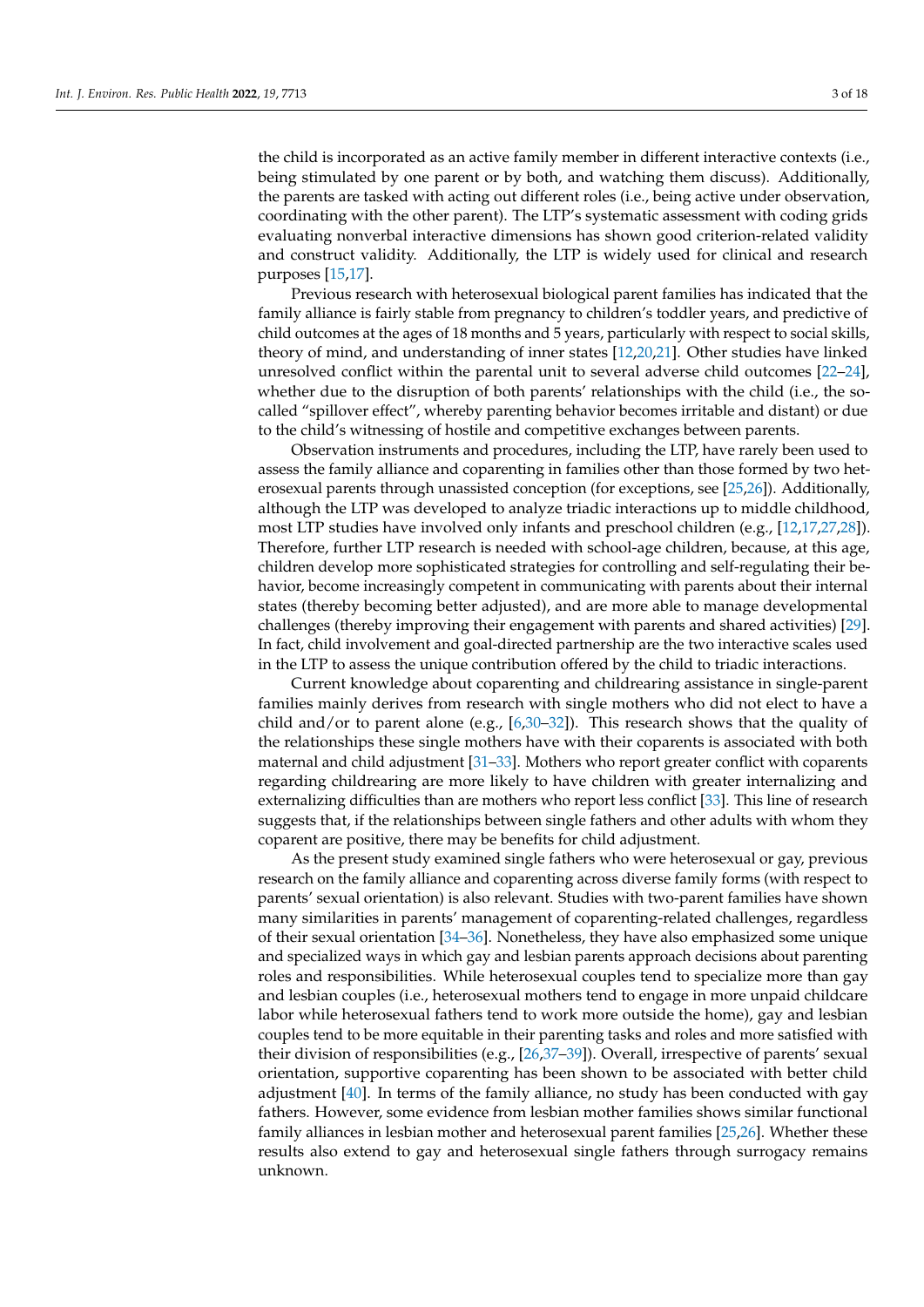the child is incorporated as an active family member in different interactive contexts (i.e., being stimulated by one parent or by both, and watching them discuss). Additionally, the parents are tasked with acting out different roles (i.e., being active under observation, coordinating with the other parent). The LTP's systematic assessment with coding grids evaluating nonverbal interactive dimensions has shown good criterion-related validity and construct validity. Additionally, the LTP is widely used for clinical and research purposes [15,17].

Previous research with heterosexual biological parent families has indicated that the family alliance is fairly stable from pregnancy to children's toddler years, and predictive of child outcomes at the ages of 18 months and 5 years, particularly with respect to social skills, theory of mind, and understanding of inner states [12,20,21]. Other studies have linked unresolved conflict within the parental unit to several adverse child outcomes [22–24], whether due to the disruption of both parents' relationships with the child (i.e., the so-called "spillover effect", whereby parenting behavior becomes irritable and distant) or due to the child's witnessing of hostile and competitive exchanges between parents.

Observation instruments and procedures, including the LTP, have rarely been used to assess the family alliance and coparenting in families other than those formed by two heterosexual parents through unassisted conception (for exceptions, see [25,26]). Additionally, although the LTP was developed to analyze triadic interactions up to middle childhood, most LTP studies have involved only infants and preschool children (e.g., [12,17,27,28]). Therefore, further LTP research is needed with school-age children, because, at this age, children develop more sophisticated strategies for controlling and self-regulating their behavior, become increasingly competent in communicating with parents about their internal states (thereby becoming better adjusted), and are more able to manage developmental challenges (thereby improving their engagement with parents and shared activities) [29]. In fact, child involvement and goal-directed partnership are the two interactive scales used in the LTP to assess the unique contribution offered by the child to triadic interactions.

Current knowledge about coparenting and childrearing assistance in single-parent families mainly derives from research with single mothers who did not elect to have a child and/or to parent alone (e.g., [6,30–32]). This research shows that the quality of the relationships these single mothers have with their coparents is associated with both maternal and child adjustment [31–33]. Mothers who report greater conflict with coparents regarding childrearing are more likely to have children with greater internalizing and externalizing difficulties than are mothers who report less conflict [33]. This line of research suggests that, if the relationships between single fathers and other adults with whom they coparent are positive, there may be benefits for child adjustment.

As the present study examined single fathers who were heterosexual or gay, previous research on the family alliance and coparenting across diverse family forms (with respect to parents' sexual orientation) is also relevant. Studies with two-parent families have shown many similarities in parents' management of coparenting-related challenges, regardless of their sexual orientation [34–36]. Nonetheless, they have also emphasized some unique and specialized ways in which gay and lesbian parents approach decisions about parenting roles and responsibilities. While heterosexual couples tend to specialize more than gay and lesbian couples (i.e., heterosexual mothers tend to engage in more unpaid childcare labor while heterosexual fathers tend to work more outside the home), gay and lesbian couples tend to be more equitable in their parenting tasks and roles and more satisfied with their division of responsibilities (e.g., [26,37–39]). Overall, irrespective of parents' sexual orientation, supportive coparenting has been shown to be associated with better child adjustment [40]. In terms of the family alliance, no study has been conducted with gay fathers. However, some evidence from lesbian mother families shows similar functional family alliances in lesbian mother and heterosexual parent families [25,26]. Whether these results also extend to gay and heterosexual single fathers through surrogacy remains unknown.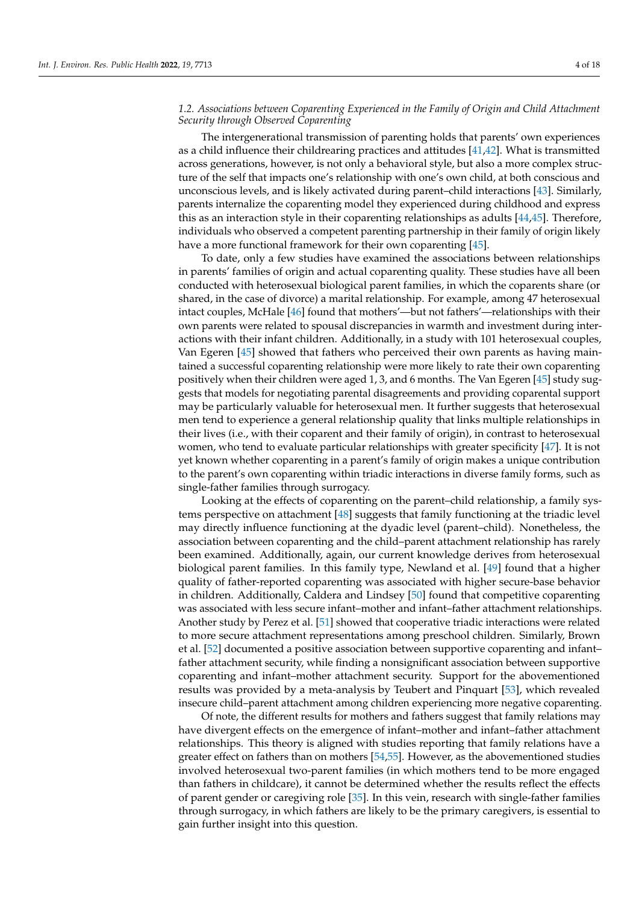### *1.2. Associations between Coparenting Experienced in the Family of Origin and Child Attachment Security through Observed Coparenting*

The intergenerational transmission of parenting holds that parents' own experiences as a child influence their childrearing practices and attitudes [41,42]. What is transmitted across generations, however, is not only a behavioral style, but also a more complex structure of the self that impacts one's relationship with one's own child, at both conscious and unconscious levels, and is likely activated during parent–child interactions [43]. Similarly, parents internalize the coparenting model they experienced during childhood and express this as an interaction style in their coparenting relationships as adults [44,45]. Therefore, individuals who observed a competent parenting partnership in their family of origin likely have a more functional framework for their own coparenting [45].

To date, only a few studies have examined the associations between relationships in parents' families of origin and actual coparenting quality. These studies have all been conducted with heterosexual biological parent families, in which the coparents share (or shared, in the case of divorce) a marital relationship. For example, among 47 heterosexual intact couples, McHale [46] found that mothers'—but not fathers'—relationships with their own parents were related to spousal discrepancies in warmth and investment during interactions with their infant children. Additionally, in a study with 101 heterosexual couples, Van Egeren [45] showed that fathers who perceived their own parents as having maintained a successful coparenting relationship were more likely to rate their own coparenting positively when their children were aged 1, 3, and 6 months. The Van Egeren [45] study suggests that models for negotiating parental disagreements and providing coparental support may be particularly valuable for heterosexual men. It further suggests that heterosexual men tend to experience a general relationship quality that links multiple relationships in their lives (i.e., with their coparent and their family of origin), in contrast to heterosexual women, who tend to evaluate particular relationships with greater specificity [47]. It is not yet known whether coparenting in a parent's family of origin makes a unique contribution to the parent's own coparenting within triadic interactions in diverse family forms, such as single-father families through surrogacy.

Looking at the effects of coparenting on the parent–child relationship, a family systems perspective on attachment [48] suggests that family functioning at the triadic level may directly influence functioning at the dyadic level (parent–child). Nonetheless, the association between coparenting and the child–parent attachment relationship has rarely been examined. Additionally, again, our current knowledge derives from heterosexual biological parent families. In this family type, Newland et al. [49] found that a higher quality of father-reported coparenting was associated with higher secure-base behavior in children. Additionally, Caldera and Lindsey [50] found that competitive coparenting was associated with less secure infant–mother and infant–father attachment relationships. Another study by Perez et al. [51] showed that cooperative triadic interactions were related to more secure attachment representations among preschool children. Similarly, Brown et al. [52] documented a positive association between supportive coparenting and infant–father attachment security, while finding a nonsignificant association between supportive coparenting and infant–mother attachment security. Support for the abovementioned results was provided by a meta-analysis by Teubert and Pinquart [53], which revealed insecure child–parent attachment among children experiencing more negative coparenting.

Of note, the different results for mothers and fathers suggest that family relations may have divergent effects on the emergence of infant–mother and infant–father attachment relationships. This theory is aligned with studies reporting that family relations have a greater effect on fathers than on mothers [54,55]. However, as the abovementioned studies involved heterosexual two-parent families (in which mothers tend to be more engaged than fathers in childcare), it cannot be determined whether the results reflect the effects of parent gender or caregiving role [35]. In this vein, research with single-father families through surrogacy, in which fathers are likely to be the primary caregivers, is essential to gain further insight into this question.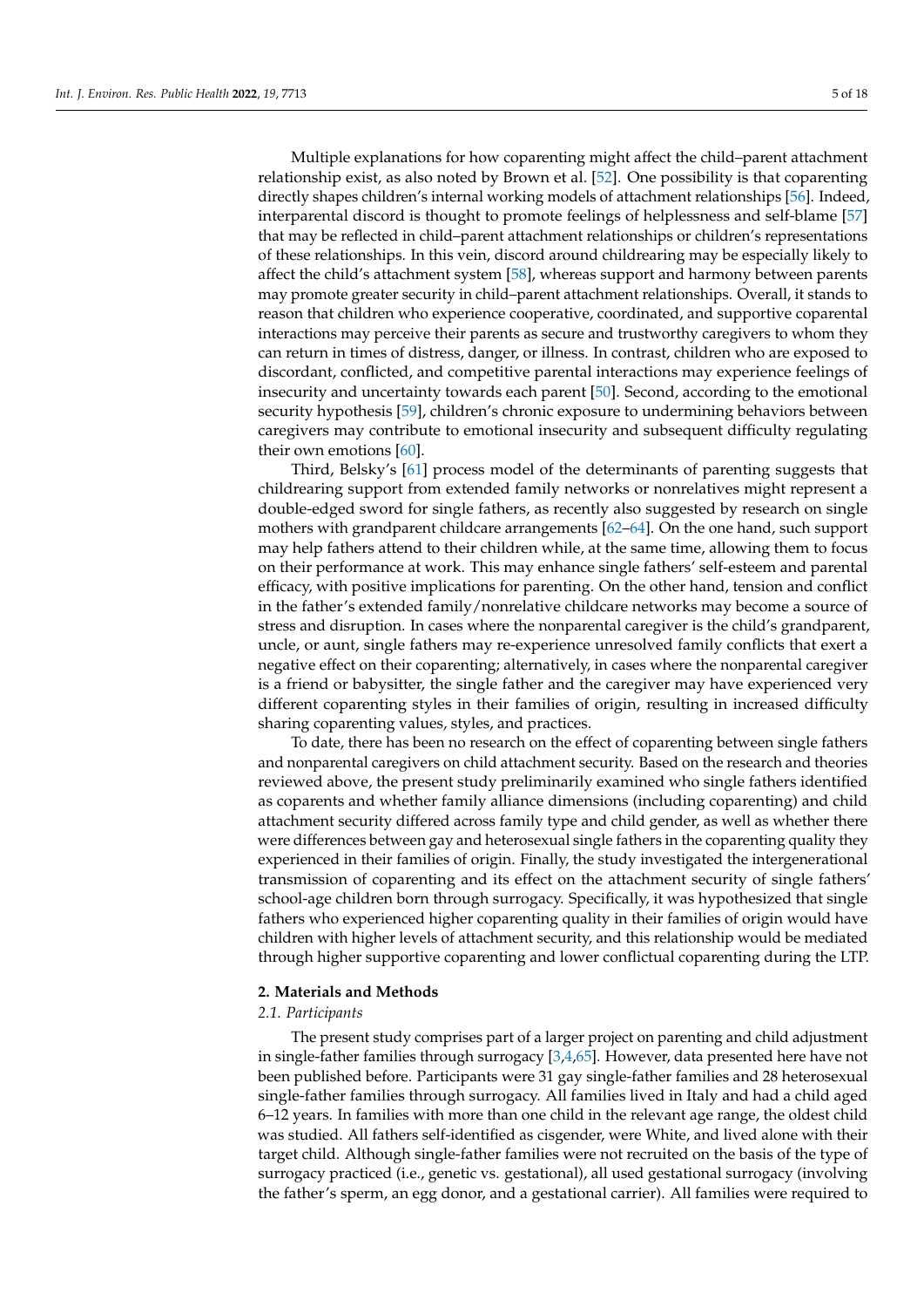Multiple explanations for how coparenting might affect the child–parent attachment relationship exist, as also noted by Brown et al. [52]. One possibility is that coparenting directly shapes children's internal working models of attachment relationships [56]. Indeed, interparental discord is thought to promote feelings of helplessness and self-blame [57] that may be reflected in child–parent attachment relationships or children's representations of these relationships. In this vein, discord around childrearing may be especially likely to affect the child's attachment system [58], whereas support and harmony between parents may promote greater security in child–parent attachment relationships. Overall, it stands to reason that children who experience cooperative, coordinated, and supportive coparental interactions may perceive their parents as secure and trustworthy caregivers to whom they can return in times of distress, danger, or illness. In contrast, children who are exposed to discordant, conflicted, and competitive parental interactions may experience feelings of insecurity and uncertainty towards each parent [50]. Second, according to the emotional security hypothesis [59], children's chronic exposure to undermining behaviors between caregivers may contribute to emotional insecurity and subsequent difficulty regulating their own emotions [60].

Third, Belsky's [61] process model of the determinants of parenting suggests that childrearing support from extended family networks or nonrelatives might represent a double-edged sword for single fathers, as recently also suggested by research on single mothers with grandparent childcare arrangements [62–64]. On the one hand, such support may help fathers attend to their children while, at the same time, allowing them to focus on their performance at work. This may enhance single fathers' self-esteem and parental efficacy, with positive implications for parenting. On the other hand, tension and conflict in the father's extended family/nonrelative childcare networks may become a source of stress and disruption. In cases where the nonparental caregiver is the child's grandparent, uncle, or aunt, single fathers may re-experience unresolved family conflicts that exert a negative effect on their coparenting; alternatively, in cases where the nonparental caregiver is a friend or babysitter, the single father and the caregiver may have experienced very different coparenting styles in their families of origin, resulting in increased difficulty sharing coparenting values, styles, and practices.

To date, there has been no research on the effect of coparenting between single fathers and nonparental caregivers on child attachment security. Based on the research and theories reviewed above, the present study preliminarily examined who single fathers identified as coparents and whether family alliance dimensions (including coparenting) and child attachment security differed across family type and child gender, as well as whether there were differences between gay and heterosexual single fathers in the coparenting quality they experienced in their families of origin. Finally, the study investigated the intergenerational transmission of coparenting and its effect on the attachment security of single fathers' school-age children born through surrogacy. Specifically, it was hypothesized that single fathers who experienced higher coparenting quality in their families of origin would have children with higher levels of attachment security, and this relationship would be mediated through higher supportive coparenting and lower conflictual coparenting during the LTP.

## 2. Materials and Methods

### 2.1. Participants

The present study comprises part of a larger project on parenting and child adjustment in single-father families through surrogacy [3,4,65]. However, data presented here have not been published before. Participants were 31 gay single-father families and 28 heterosexual single-father families through surrogacy. All families lived in Italy and had a child aged 6–12 years. In families with more than one child in the relevant age range, the oldest child was studied. All fathers self-identified as cisgender, were White, and lived alone with their target child. Although single-father families were not recruited on the basis of the type of surrogacy practiced (i.e., genetic vs. gestational), all used gestational surrogacy (involving the father's sperm, an egg donor, and a gestational carrier). All families were required to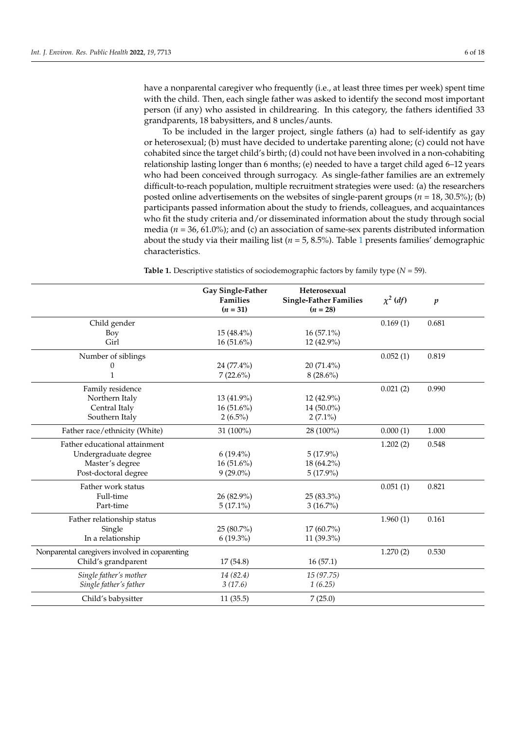have a nonparental caregiver who frequently (i.e., at least three times per week) spent time with the child. Then, each single father was asked to identify the second most important person (if any) who assisted in childrearing. In this category, the fathers identified 33 grandparents, 18 babysitters, and 8 uncles/aunts.

To be included in the larger project, single fathers (a) had to self-identify as gay or heterosexual; (b) must have decided to undertake parenting alone; (c) could not have cohabited since the target child's birth; (d) could not have been involved in a non-cohabiting relationship lasting longer than 6 months; (e) needed to have a target child aged 6–12 years who had been conceived through surrogacy. As single-father families are an extremely difficult-to-reach population, multiple recruitment strategies were used: (a) the researchers posted online advertisements on the websites of single-parent groups ($n$ = 18, 30.5%); (b) participants passed information about the study to friends, colleagues, and acquaintances who fit the study criteria and/or disseminated information about the study through social media ($n$ = 36, 61.0%); and (c) an association of same-sex parents distributed information about the study via their mailing list ($n$ = 5, 8.5%). Table 1 presents families' demographic characteristics.

**Table 1.** Descriptive statistics of sociodemographic factors by family type ($N$ = 59).

| | Gay Single-Father Families ($n$ = 31) | Heterosexual Single-Father Families ($n$ = 28) | $\chi^2$ ($df$) | $p$ |
|---|---|---|---|---|
| Child gender | | | 0.169 (1) | 0.681 |
| Boy | 15 (48.4%) | 16 (57.1%) | | |
| Girl | 16 (51.6%) | 12 (42.9%) | | |
| Number of siblings | | | 0.052 (1) | 0.819 |
| 0 | 24 (77.4%) | 20 (71.4%) | | |
| 1 | 7 (22.6%) | 8 (28.6%) | | |
| Family residence | | | 0.021 (2) | 0.990 |
| Northern Italy | 13 (41.9%) | 12 (42.9%) | | |
| Central Italy | 16 (51.6%) | 14 (50.0%) | | |
| Southern Italy | 2 (6.5%) | 2 (7.1%) | | |
| Father race/ethnicity (White) | 31 (100%) | 28 (100%) | 0.000 (1) | 1.000 |
| Father educational attainment | | | 1.202 (2) | 0.548 |
| Undergraduate degree | 6 (19.4%) | 5 (17.9%) | | |
| Master's degree | 16 (51.6%) | 18 (64.2%) | | |
| Post-doctoral degree | 9 (29.0%) | 5 (17.9%) | | |
| Father work status | | | 0.051 (1) | 0.821 |
| Full-time | 26 (82.9%) | 25 (83.3%) | | |
| Part-time | 5 (17.1%) | 3 (16.7%) | | |
| Father relationship status | | | 1.960 (1) | 0.161 |
| Single | 25 (80.7%) | 17 (60.7%) | | |
| In a relationship | 6 (19.3%) | 11 (39.3%) | | |
| Nonparental caregivers involved in coparenting | | | 1.270 (2) | 0.530 |
| Child's grandparent | 17 (54.8) | 16 (57.1) | | |
| *Single father's mother* | *14 (82.4)* | *15 (97.75)* | | |
| *Single father's father* | *3 (17.6)* | *1 (6.25)* | | |
| Child's babysitter | 11 (35.5) | 7 (25.0) | | |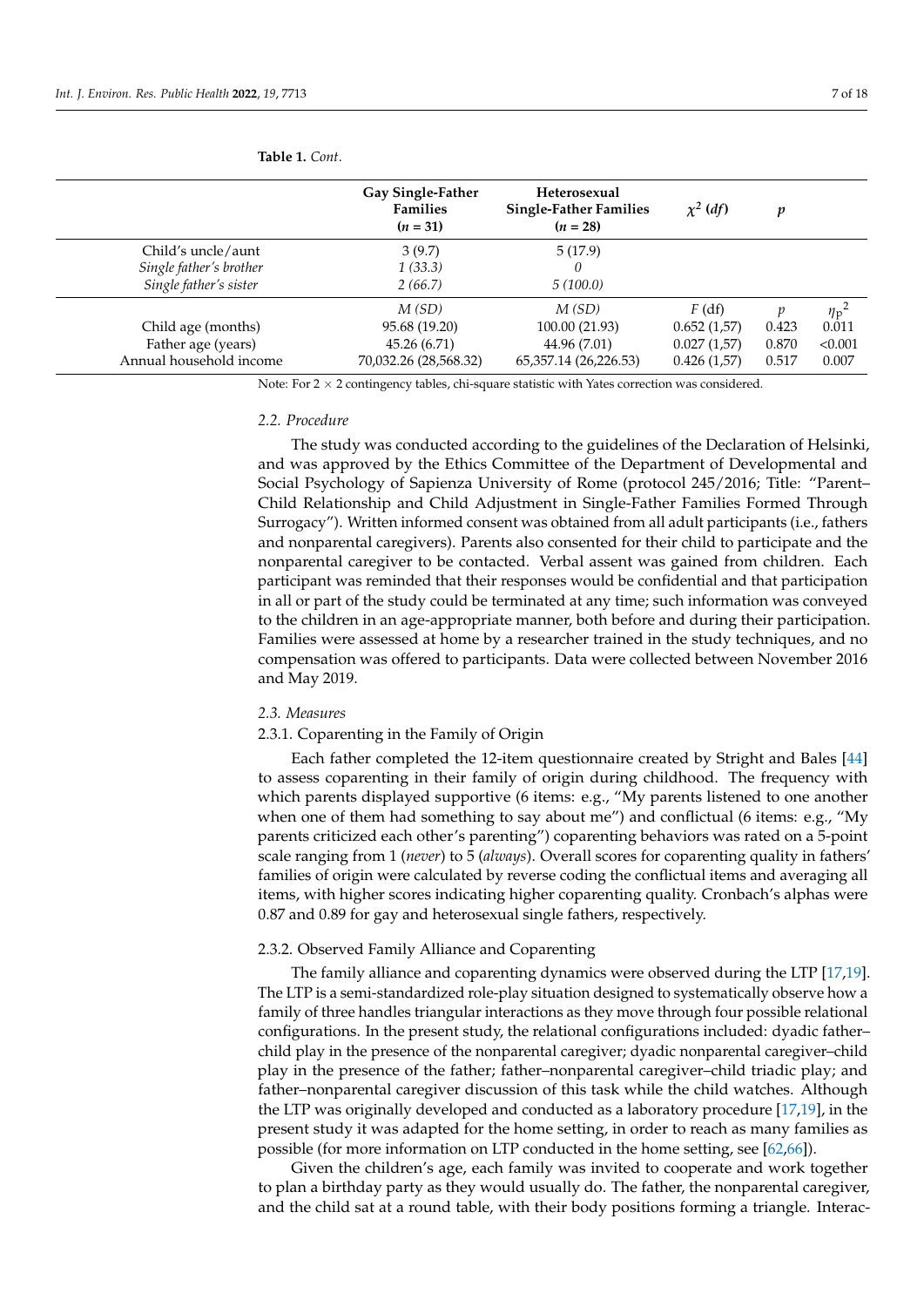**Table 1.** *Cont.*

| | Gay Single-Father Families ($n$ = 31) | Heterosexual Single-Father Families ($n$ = 28) | $\chi^2$ ($df$) | $p$ | |
|---|---|---|---|---|---|
| Child's uncle/aunt | 3 (9.7) | 5 (17.9) | | | |
| *Single father's brother* | *1 (33.3)* | *0* | | | |
| *Single father's sister* | *2 (66.7)* | *5 (100.0)* | | | |
| | *M (SD)* | *M (SD)* | $F$ (df) | $p$ | $\eta_p^2$ |
| Child age (months) | 95.68 (19.20) | 100.00 (21.93) | 0.652 (1,57) | 0.423 | 0.011 |
| Father age (years) | 45.26 (6.71) | 44.96 (7.01) | 0.027 (1,57) | 0.870 | <0.001 |
| Annual household income | 70,032.26 (28,568.32) | 65,357.14 (26,226.53) | 0.426 (1,57) | 0.517 | 0.007 |

Note: For 2 × 2 contingency tables, chi-square statistic with Yates correction was considered.

### 2.2. Procedure

The study was conducted according to the guidelines of the Declaration of Helsinki, and was approved by the Ethics Committee of the Department of Developmental and Social Psychology of Sapienza University of Rome (protocol 245/2016; Title: "Parent–Child Relationship and Child Adjustment in Single-Father Families Formed Through Surrogacy"). Written informed consent was obtained from all adult participants (i.e., fathers and nonparental caregivers). Parents also consented for their child to participate and the nonparental caregiver to be contacted. Verbal assent was gained from children. Each participant was reminded that their responses would be confidential and that participation in all or part of the study could be terminated at any time; such information was conveyed to the children in an age-appropriate manner, both before and during their participation. Families were assessed at home by a researcher trained in the study techniques, and no compensation was offered to participants. Data were collected between November 2016 and May 2019.

### 2.3. Measures

#### 2.3.1. Coparenting in the Family of Origin

Each father completed the 12-item questionnaire created by Stright and Bales [44] to assess coparenting in their family of origin during childhood. The frequency with which parents displayed supportive (6 items: e.g., "My parents listened to one another when one of them had something to say about me") and conflictual (6 items: e.g., "My parents criticized each other's parenting") coparenting behaviors was rated on a 5-point scale ranging from 1 (*never*) to 5 (*always*). Overall scores for coparenting quality in fathers' families of origin were calculated by reverse coding the conflictual items and averaging all items, with higher scores indicating higher coparenting quality. Cronbach's alphas were 0.87 and 0.89 for gay and heterosexual single fathers, respectively.

#### 2.3.2. Observed Family Alliance and Coparenting

The family alliance and coparenting dynamics were observed during the LTP [17,19]. The LTP is a semi-standardized role-play situation designed to systematically observe how a family of three handles triangular interactions as they move through four possible relational configurations. In the present study, the relational configurations included: dyadic father–child play in the presence of the nonparental caregiver; dyadic nonparental caregiver–child play in the presence of the father; father–nonparental caregiver–child triadic play; and father–nonparental caregiver discussion of this task while the child watches. Although the LTP was originally developed and conducted as a laboratory procedure [17,19], in the present study it was adapted for the home setting, in order to reach as many families as possible (for more information on LTP conducted in the home setting, see [62,66]).

Given the children's age, each family was invited to cooperate and work together to plan a birthday party as they would usually do. The father, the nonparental caregiver, and the child sat at a round table, with their body positions forming a triangle. Interac-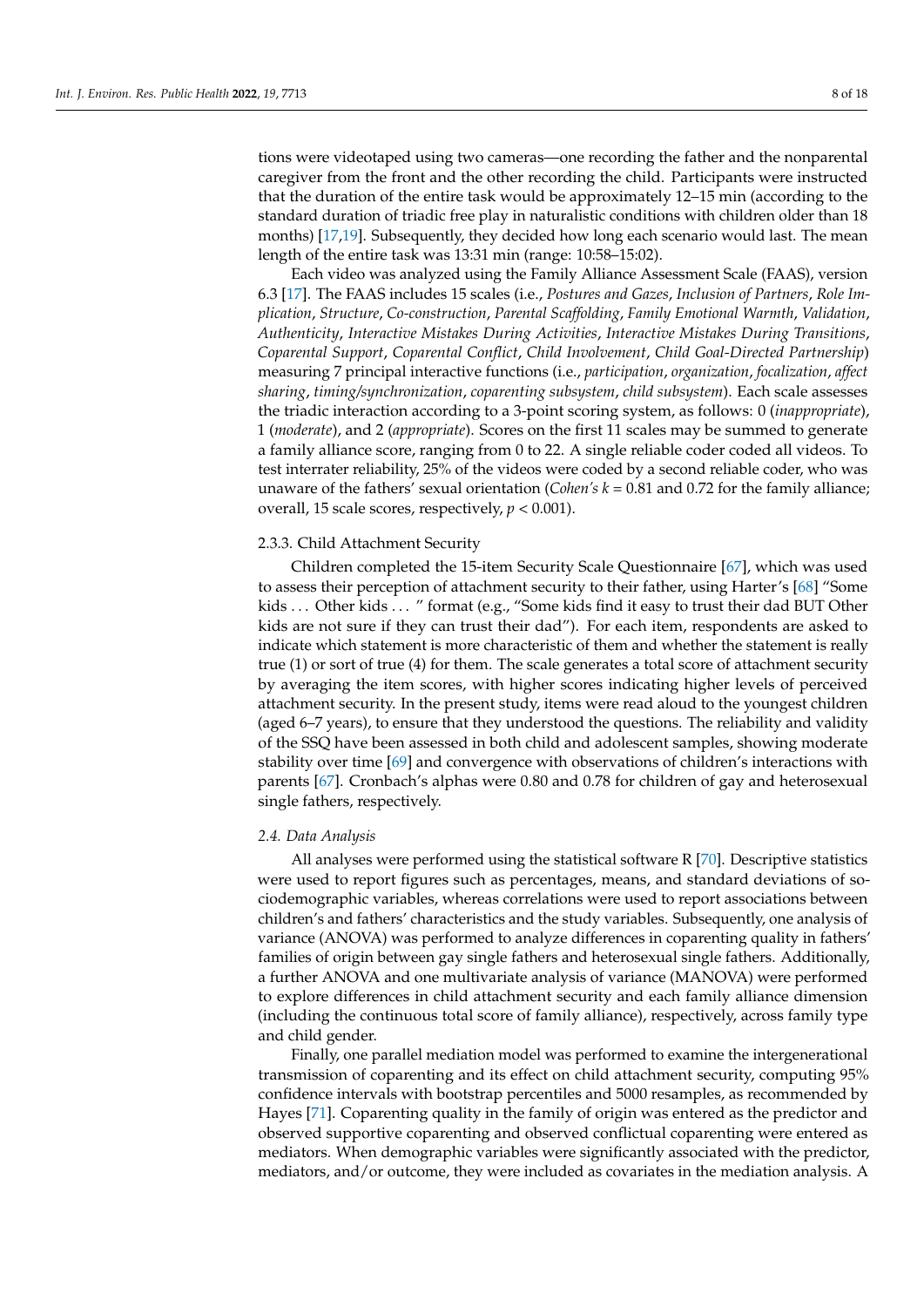tions were videotaped using two cameras—one recording the father and the nonparental caregiver from the front and the other recording the child. Participants were instructed that the duration of the entire task would be approximately 12–15 min (according to the standard duration of triadic free play in naturalistic conditions with children older than 18 months) [17,19]. Subsequently, they decided how long each scenario would last. The mean length of the entire task was 13:31 min (range: 10:58–15:02).

Each video was analyzed using the Family Alliance Assessment Scale (FAAS), version 6.3 [17]. The FAAS includes 15 scales (i.e., *Postures and Gazes*, *Inclusion of Partners*, *Role Implication*, *Structure*, *Co-construction*, *Parental Scaffolding*, *Family Emotional Warmth*, *Validation*, *Authenticity*, *Interactive Mistakes During Activities*, *Interactive Mistakes During Transitions*, *Coparental Support*, *Coparental Conflict*, *Child Involvement*, *Child Goal-Directed Partnership*) measuring 7 principal interactive functions (i.e., *participation*, *organization*, *focalization*, *affect sharing*, *timing/synchronization*, *coparenting subsystem*, *child subsystem*). Each scale assesses the triadic interaction according to a 3-point scoring system, as follows: 0 (*inappropriate*), 1 (*moderate*), and 2 (*appropriate*). Scores on the first 11 scales may be summed to generate a family alliance score, ranging from 0 to 22. A single reliable coder coded all videos. To test interrater reliability, 25% of the videos were coded by a second reliable coder, who was unaware of the fathers' sexual orientation (*Cohen's* $k = 0.81$ and 0.72 for the family alliance; overall, 15 scale scores, respectively, $p < 0.001$).

### 2.3.3. Child Attachment Security

Children completed the 15-item Security Scale Questionnaire [67], which was used to assess their perception of attachment security to their father, using Harter's [68] "Some kids ... Other kids ... " format (e.g., "Some kids find it easy to trust their dad BUT Other kids are not sure if they can trust their dad"). For each item, respondents are asked to indicate which statement is more characteristic of them and whether the statement is really true (1) or sort of true (4) for them. The scale generates a total score of attachment security by averaging the item scores, with higher scores indicating higher levels of perceived attachment security. In the present study, items were read aloud to the youngest children (aged 6–7 years), to ensure that they understood the questions. The reliability and validity of the SSQ have been assessed in both child and adolescent samples, showing moderate stability over time [69] and convergence with observations of children's interactions with parents [67]. Cronbach's alphas were 0.80 and 0.78 for children of gay and heterosexual single fathers, respectively.

### *2.4. Data Analysis*

All analyses were performed using the statistical software R [70]. Descriptive statistics were used to report figures such as percentages, means, and standard deviations of sociodemographic variables, whereas correlations were used to report associations between children's and fathers' characteristics and the study variables. Subsequently, one analysis of variance (ANOVA) was performed to analyze differences in coparenting quality in fathers' families of origin between gay single fathers and heterosexual single fathers. Additionally, a further ANOVA and one multivariate analysis of variance (MANOVA) were performed to explore differences in child attachment security and each family alliance dimension (including the continuous total score of family alliance), respectively, across family type and child gender.

Finally, one parallel mediation model was performed to examine the intergenerational transmission of coparenting and its effect on child attachment security, computing 95% confidence intervals with bootstrap percentiles and 5000 resamples, as recommended by Hayes [71]. Coparenting quality in the family of origin was entered as the predictor and observed supportive coparenting and observed conflictual coparenting were entered as mediators. When demographic variables were significantly associated with the predictor, mediators, and/or outcome, they were included as covariates in the mediation analysis. A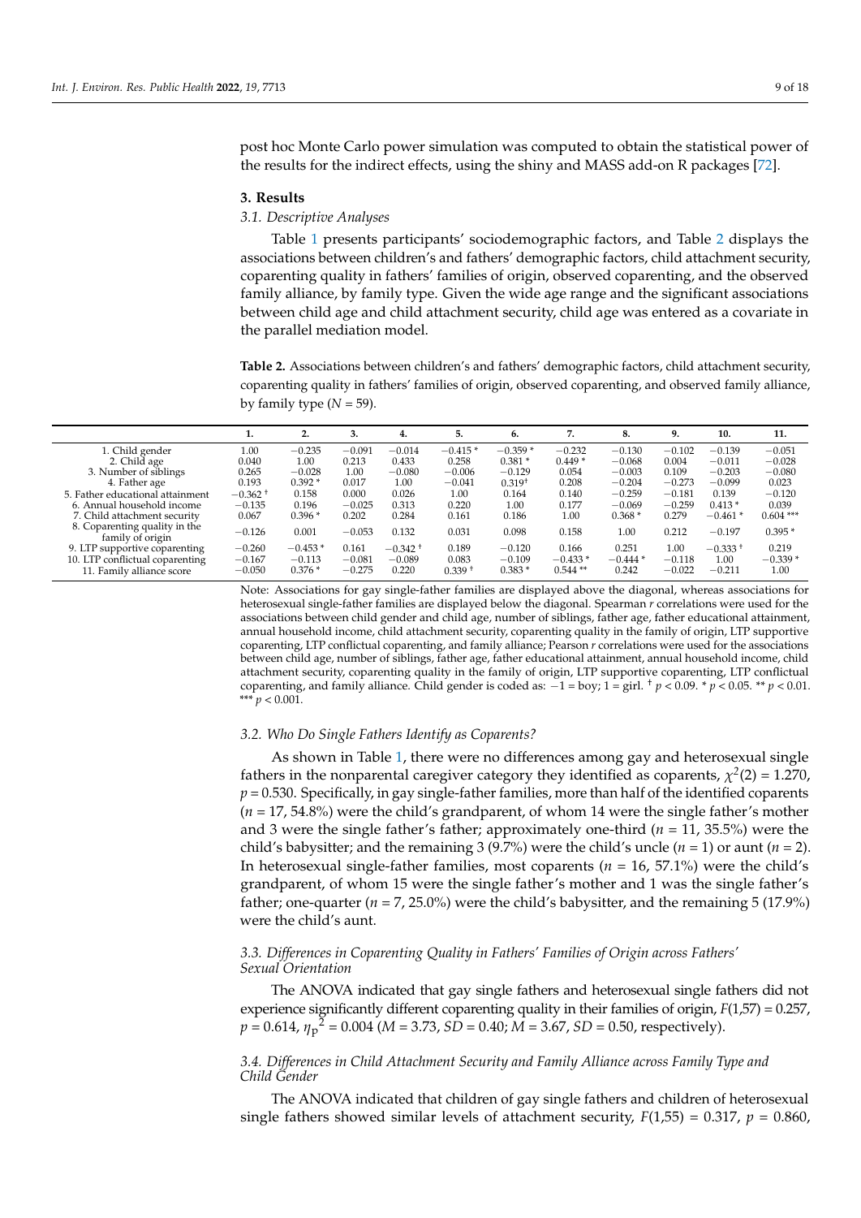post hoc Monte Carlo power simulation was computed to obtain the statistical power of the results for the indirect effects, using the shiny and MASS add-on R packages [72].

## 3. Results

### 3.1. Descriptive Analyses

Table 1 presents participants' sociodemographic factors, and Table 2 displays the associations between children's and fathers' demographic factors, child attachment security, coparenting quality in fathers' families of origin, observed coparenting, and the observed family alliance, by family type. Given the wide age range and the significant associations between child age and child attachment security, child age was entered as a covariate in the parallel mediation model.

**Table 2.** Associations between children's and fathers' demographic factors, child attachment security, coparenting quality in fathers' families of origin, observed coparenting, and observed family alliance, by family type ($N$ = 59).

| | 1. | 2. | 3. | 4. | 5. | 6. | 7. | 8. | 9. | 10. | 11. |
|---|---|---|---|---|---|---|---|---|---|---|---|
| 1. Child gender | 1.00 | −0.235 | −0.091 | −0.014 | −0.415 * | −0.359 * | −0.232 | −0.130 | −0.102 | −0.139 | −0.051 |
| 2. Child age | 0.040 | 1.00 | 0.213 | 0.433 | 0.258 | 0.381 * | 0.449 * | −0.068 | 0.004 | −0.011 | −0.028 |
| 3. Number of siblings | 0.265 | −0.028 | 1.00 | −0.080 | −0.006 | −0.129 | 0.054 | −0.003 | 0.109 | −0.203 | −0.080 |
| 4. Father age | 0.193 | 0.392 * | 0.017 | 1.00 | −0.041 | 0.319 † | 0.208 | −0.204 | −0.273 | −0.099 | 0.023 |
| 5. Father educational attainment | −0.362 † | 0.158 | 0.000 | 0.026 | 1.00 | 0.164 | 0.140 | −0.259 | −0.181 | 0.139 | −0.120 |
| 6. Annual household income | −0.135 | 0.196 | −0.025 | 0.313 | 0.220 | 1.00 | 0.177 | −0.069 | −0.259 | 0.413 * | 0.039 |
| 7. Child attachment security | 0.067 | 0.396 * | 0.202 | 0.284 | 0.161 | 0.186 | 1.00 | 0.368 * | 0.279 | −0.461 * | 0.604 *** |
| 8. Coparenting quality in the family of origin | −0.126 | 0.001 | −0.053 | 0.132 | 0.031 | 0.098 | 0.158 | 1.00 | 0.212 | −0.197 | 0.395 * |
| 9. LTP supportive coparenting | −0.260 | −0.453 * | 0.161 | −0.342 † | 0.189 | −0.120 | 0.166 | 0.251 | 1.00 | −0.333 † | 0.219 |
| 10. LTP conflictual coparenting | −0.167 | −0.113 | −0.081 | −0.089 | 0.083 | −0.109 | −0.433 * | −0.444 * | −0.118 | 1.00 | −0.339 * |
| 11. Family alliance score | −0.050 | 0.376 * | −0.275 | 0.220 | 0.339 † | 0.383 * | 0.544 ** | 0.242 | −0.022 | −0.211 | 1.00 |

Note: Associations for gay single-father families are displayed above the diagonal, whereas associations for heterosexual single-father families are displayed below the diagonal. Spearman $r$ correlations were used for the associations between child gender and child age, number of siblings, father age, father educational attainment, annual household income, child attachment security, coparenting quality in the family of origin, LTP supportive coparenting, LTP conflictual coparenting, and family alliance; Pearson $r$ correlations were used for the associations between child age, number of siblings, father age, father educational attainment, annual household income, child attachment security, coparenting quality in the family of origin, LTP supportive coparenting, LTP conflictual coparenting, and family alliance. Child gender is coded as: −1 = boy; 1 = girl. † $p < 0.09$. * $p < 0.05$. ** $p < 0.01$. *** $p < 0.001$.

### 3.2. Who Do Single Fathers Identify as Coparents?

As shown in Table 1, there were no differences among gay and heterosexual single fathers in the nonparental caregiver category they identified as coparents, $\chi^2(2) = 1.270$, $p = 0.530$. Specifically, in gay single-father families, more than half of the identified coparents ($n$ = 17, 54.8%) were the child's grandparent, of whom 14 were the single father's mother and 3 were the single father's father; approximately one-third ($n$ = 11, 35.5%) were the child's babysitter; and the remaining 3 (9.7%) were the child's uncle ($n$ = 1) or aunt ($n$ = 2). In heterosexual single-father families, most coparents ($n$ = 16, 57.1%) were the child's grandparent, of whom 15 were the single father's mother and 1 was the single father's father; one-quarter ($n$ = 7, 25.0%) were the child's babysitter, and the remaining 5 (17.9%) were the child's aunt.

### 3.3. Differences in Coparenting Quality in Fathers' Families of Origin across Fathers' Sexual Orientation

The ANOVA indicated that gay single fathers and heterosexual single fathers did not experience significantly different coparenting quality in their families of origin, $F(1,57) = 0.257$, $p = 0.614$, $\eta_p^2 = 0.004$ ($M = 3.73$, $SD = 0.40$; $M = 3.67$, $SD = 0.50$, respectively).

### 3.4. Differences in Child Attachment Security and Family Alliance across Family Type and Child Gender

The ANOVA indicated that children of gay single fathers and children of heterosexual single fathers showed similar levels of attachment security, $F(1,55) = 0.317$, $p = 0.860$,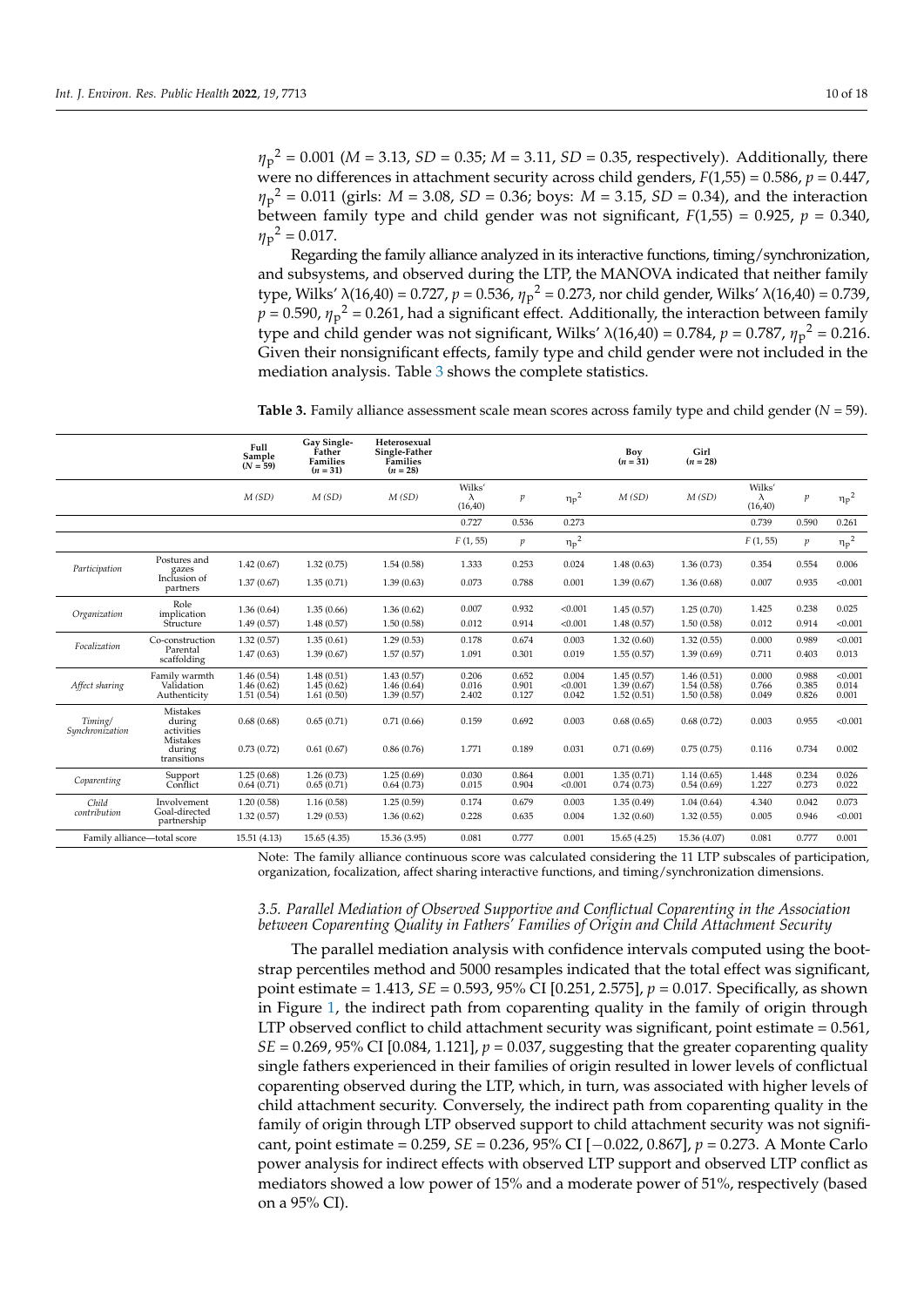$\eta_p^2 = 0.001$ ($M = 3.13$, $SD = 0.35$; $M = 3.11$, $SD = 0.35$, respectively). Additionally, there were no differences in attachment security across child genders, $F(1,55) = 0.586$, $p = 0.447$, $\eta_p^2 = 0.011$ (girls: $M = 3.08$, $SD = 0.36$; boys: $M = 3.15$, $SD = 0.34$), and the interaction between family type and child gender was not significant, $F(1,55) = 0.925$, $p = 0.340$, $\eta_p^2 = 0.017$.

Regarding the family alliance analyzed in its interactive functions, timing/synchronization, and subsystems, and observed during the LTP, the MANOVA indicated that neither family type, Wilks' $\lambda(16,40) = 0.727$, $p = 0.536$, $\eta_p^2 = 0.273$, nor child gender, Wilks' $\lambda(16,40) = 0.739$, $p = 0.590$, $\eta_p^2 = 0.261$, had a significant effect. Additionally, the interaction between family type and child gender was not significant, Wilks' $\lambda(16,40) = 0.784$, $p = 0.787$, $\eta_p^2 = 0.216$. Given their nonsignificant effects, family type and child gender were not included in the mediation analysis. Table 3 shows the complete statistics.

**Table 3.** Family alliance assessment scale mean scores across family type and child gender ($N = 59$).

| | | Full Sample ($N = 59$) | Gay Single-Father Families ($n = 31$) | Heterosexual Single-Father Families ($n = 28$) | | | | Boy ($n = 31$) | Girl ($n = 28$) | | | |
|---|---|---|---|---|---|---|---|---|---|---|---|---|
| | | $M$ ($SD$) | $M$ ($SD$) | $M$ ($SD$) | Wilks' $\lambda$ (16,40) | $p$ | $\eta_p^2$ | $M$ ($SD$) | $M$ ($SD$) | Wilks' $\lambda$ (16,40) | $p$ | $\eta_p^2$ |
| | | | | | 0.727 | 0.536 | 0.273 | | | 0.739 | 0.590 | 0.261 |
| | | | | | $F$ (1, 55) | $p$ | $\eta_p^2$ | | | $F$ (1, 55) | $p$ | $\eta_p^2$ |
| *Participation* | Postures and gazes | 1.42 (0.67) | 1.32 (0.75) | 1.54 (0.58) | 1.333 | 0.253 | 0.024 | 1.48 (0.63) | 1.36 (0.73) | 0.354 | 0.554 | 0.006 |
| | Inclusion of partners | 1.37 (0.67) | 1.35 (0.71) | 1.39 (0.63) | 0.073 | 0.788 | 0.001 | 1.39 (0.67) | 1.36 (0.68) | 0.007 | 0.935 | <0.001 |
| *Organization* | Role implication | 1.36 (0.64) | 1.35 (0.66) | 1.36 (0.62) | 0.007 | 0.932 | <0.001 | 1.45 (0.57) | 1.25 (0.70) | 1.425 | 0.238 | 0.025 |
| | Structure | 1.49 (0.57) | 1.48 (0.57) | 1.50 (0.58) | 0.012 | 0.914 | <0.001 | 1.48 (0.57) | 1.50 (0.58) | 0.012 | 0.914 | <0.001 |
| *Focalization* | Co-construction | 1.32 (0.57) | 1.35 (0.61) | 1.29 (0.53) | 0.178 | 0.674 | 0.003 | 1.32 (0.60) | 1.32 (0.55) | 0.000 | 0.989 | <0.001 |
| | Parental scaffolding | 1.47 (0.63) | 1.39 (0.67) | 1.57 (0.57) | 1.091 | 0.301 | 0.019 | 1.55 (0.57) | 1.39 (0.69) | 0.711 | 0.403 | 0.013 |
| *Affect sharing* | Family warmth | 1.46 (0.54) | 1.48 (0.51) | 1.43 (0.57) | 0.206 | 0.652 | 0.004 | 1.45 (0.57) | 1.46 (0.51) | 0.000 | 0.988 | <0.001 |
| | Validation | 1.46 (0.62) | 1.45 (0.62) | 1.46 (0.64) | 0.016 | 0.901 | <0.001 | 1.39 (0.67) | 1.54 (0.58) | 0.766 | 0.385 | 0.014 |
| | Authenticity | 1.51 (0.54) | 1.61 (0.50) | 1.39 (0.57) | 2.402 | 0.127 | 0.042 | 1.52 (0.51) | 1.50 (0.58) | 0.049 | 0.826 | 0.001 |
| *Timing/ Synchronization* | Mistakes during activities | 0.68 (0.68) | 0.65 (0.71) | 0.71 (0.66) | 0.159 | 0.692 | 0.003 | 0.68 (0.65) | 0.68 (0.72) | 0.003 | 0.955 | <0.001 |
| | Mistakes during transitions | 0.73 (0.72) | 0.61 (0.67) | 0.86 (0.76) | 1.771 | 0.189 | 0.031 | 0.71 (0.69) | 0.75 (0.75) | 0.116 | 0.734 | 0.002 |
| *Coparenting* | Support | 1.25 (0.68) | 1.26 (0.73) | 1.25 (0.69) | 0.030 | 0.864 | 0.001 | 1.35 (0.71) | 1.14 (0.65) | 1.448 | 0.234 | 0.026 |
| | Conflict | 0.64 (0.71) | 0.65 (0.71) | 0.64 (0.73) | 0.015 | 0.904 | <0.001 | 0.74 (0.73) | 0.54 (0.69) | 1.227 | 0.273 | 0.022 |
| *Child contribution* | Involvement | 1.20 (0.58) | 1.16 (0.58) | 1.25 (0.59) | 0.174 | 0.679 | 0.003 | 1.35 (0.49) | 1.04 (0.64) | 4.340 | 0.042 | 0.073 |
| | Goal-directed partnership | 1.32 (0.57) | 1.29 (0.53) | 1.36 (0.62) | 0.228 | 0.635 | 0.004 | 1.32 (0.60) | 1.32 (0.55) | 0.005 | 0.946 | <0.001 |
| Family alliance—total score | | 15.51 (4.13) | 15.65 (4.35) | 15.36 (3.95) | 0.081 | 0.777 | 0.001 | 15.65 (4.25) | 15.36 (4.07) | 0.081 | 0.777 | 0.001 |

Note: The family alliance continuous score was calculated considering the 11 LTP subscales of participation, organization, focalization, affect sharing interactive functions, and timing/synchronization dimensions.

### 3.5. Parallel Mediation of Observed Supportive and Conflictual Coparenting in the Association between Coparenting Quality in Fathers' Families of Origin and Child Attachment Security

The parallel mediation analysis with confidence intervals computed using the bootstrap percentiles method and 5000 resamples indicated that the total effect was significant, point estimate = 1.413, $SE = 0.593$, 95% CI [0.251, 2.575], $p = 0.017$. Specifically, as shown in Figure 1, the indirect path from coparenting quality in the family of origin through LTP observed conflict to child attachment security was significant, point estimate = 0.561, $SE = 0.269$, 95% CI [0.084, 1.121], $p = 0.037$, suggesting that the greater coparenting quality single fathers experienced in their families of origin resulted in lower levels of conflictual coparenting observed during the LTP, which, in turn, was associated with higher levels of child attachment security. Conversely, the indirect path from coparenting quality in the family of origin through LTP observed support to child attachment security was not significant, point estimate = 0.259, $SE = 0.236$, 95% CI [−0.022, 0.867], $p = 0.273$. A Monte Carlo power analysis for indirect effects with observed LTP support and observed LTP conflict as mediators showed a low power of 15% and a moderate power of 51%, respectively (based on a 95% CI).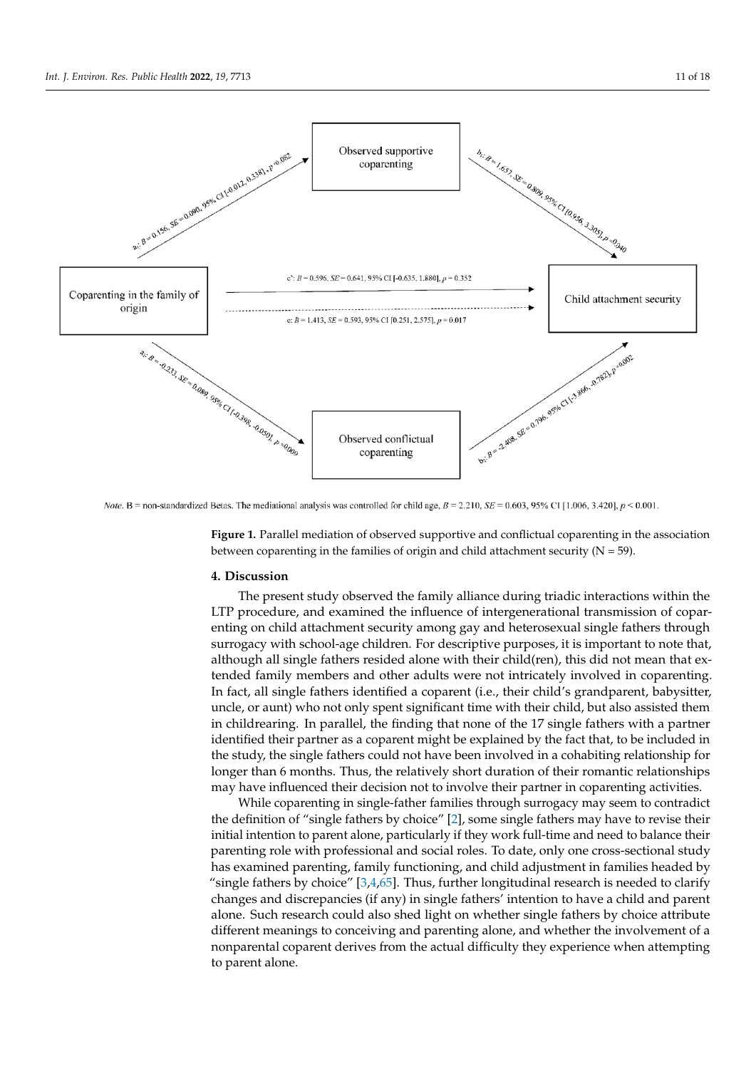Observed supportive coparenting

Coparenting in the family of origin

Child attachment security

Observed conflictual coparenting

$a_1$: $B = 0.156$, $SE = 0.090$, 95% CI [−0.012, 0.338], $p = 0.082$

$b_1$: $B = 1.657$, $SE = 0.809$, 95% CI [0.956, 3.305], $p = 0.040$

c': $B = 0.596$, $SE = 0.641$, 95% CI [−0.635, 1.880], $p = 0.352$

c: $B = 1.413$, $SE = 0.593$, 95% CI [0.251, 2.575], $p = 0.017$

$a_2$: $B = -0.233$, $SE = 0.089$, 95% CI [−0.398, −0.050], $p = 0.009$

$b_2$: $B = -2.408$, $SE = 0.796$, 95% CI [−3.866, −0.782], $p = 0.002$

*Note.* B = non-standardized Betas. The mediational analysis was controlled for child age, $B = 2.210$, $SE = 0.603$, 95% CI [1.006, 3.420], $p < 0.001$.

**Figure 1.** Parallel mediation of observed supportive and conflictual coparenting in the association between coparenting in the families of origin and child attachment security (N = 59).

## 4. Discussion

The present study observed the family alliance during triadic interactions within the LTP procedure, and examined the influence of intergenerational transmission of coparenting on child attachment security among gay and heterosexual single fathers through surrogacy with school-age children. For descriptive purposes, it is important to note that, although all single fathers resided alone with their child(ren), this did not mean that extended family members and other adults were not intricately involved in coparenting. In fact, all single fathers identified a coparent (i.e., their child's grandparent, babysitter, uncle, or aunt) who not only spent significant time with their child, but also assisted them in childrearing. In parallel, the finding that none of the 17 single fathers with a partner identified their partner as a coparent might be explained by the fact that, to be included in the study, the single fathers could not have been involved in a cohabiting relationship for longer than 6 months. Thus, the relatively short duration of their romantic relationships may have influenced their decision not to involve their partner in coparenting activities.

While coparenting in single-father families through surrogacy may seem to contradict the definition of "single fathers by choice" [2], some single fathers may have to revise their initial intention to parent alone, particularly if they work full-time and need to balance their parenting role with professional and social roles. To date, only one cross-sectional study has examined parenting, family functioning, and child adjustment in families headed by "single fathers by choice" [3,4,65]. Thus, further longitudinal research is needed to clarify changes and discrepancies (if any) in single fathers' intention to have a child and parent alone. Such research could also shed light on whether single fathers by choice attribute different meanings to conceiving and parenting alone, and whether the involvement of a nonparental coparent derives from the actual difficulty they experience when attempting to parent alone.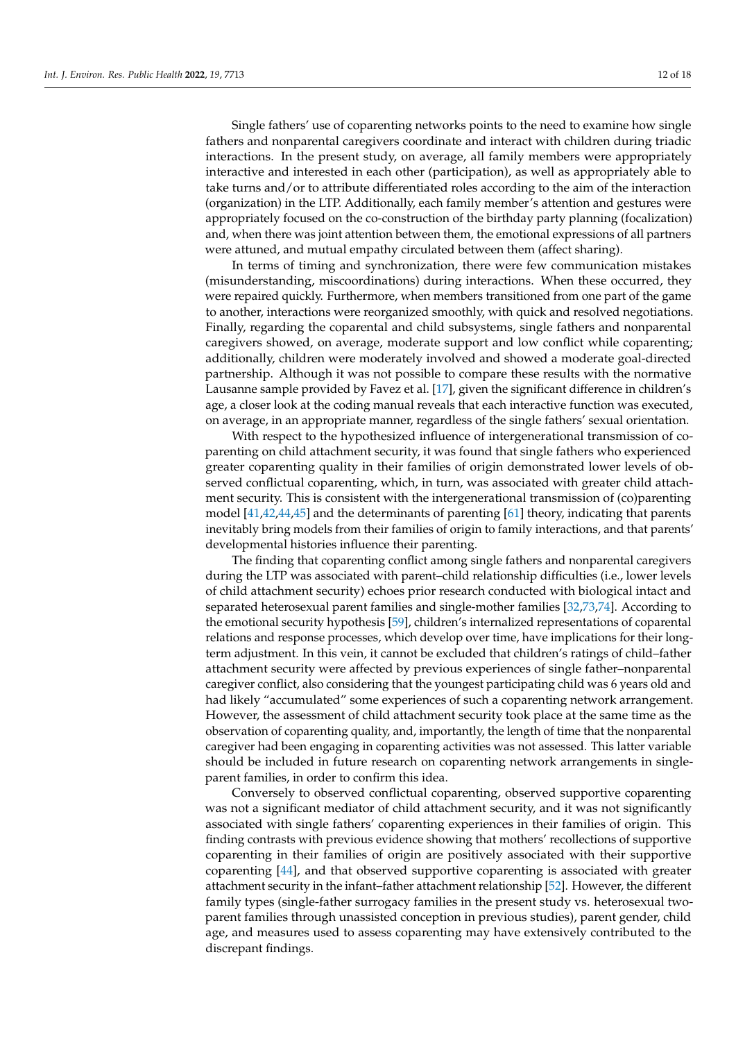Single fathers' use of coparenting networks points to the need to examine how single fathers and nonparental caregivers coordinate and interact with children during triadic interactions. In the present study, on average, all family members were appropriately interactive and interested in each other (participation), as well as appropriately able to take turns and/or to attribute differentiated roles according to the aim of the interaction (organization) in the LTP. Additionally, each family member's attention and gestures were appropriately focused on the co-construction of the birthday party planning (focalization) and, when there was joint attention between them, the emotional expressions of all partners were attuned, and mutual empathy circulated between them (affect sharing).

In terms of timing and synchronization, there were few communication mistakes (misunderstanding, miscoordinations) during interactions. When these occurred, they were repaired quickly. Furthermore, when members transitioned from one part of the game to another, interactions were reorganized smoothly, with quick and resolved negotiations. Finally, regarding the coparental and child subsystems, single fathers and nonparental caregivers showed, on average, moderate support and low conflict while coparenting; additionally, children were moderately involved and showed a moderate goal-directed partnership. Although it was not possible to compare these results with the normative Lausanne sample provided by Favez et al. [17], given the significant difference in children's age, a closer look at the coding manual reveals that each interactive function was executed, on average, in an appropriate manner, regardless of the single fathers' sexual orientation.

With respect to the hypothesized influence of intergenerational transmission of coparenting on child attachment security, it was found that single fathers who experienced greater coparenting quality in their families of origin demonstrated lower levels of observed conflictual coparenting, which, in turn, was associated with greater child attachment security. This is consistent with the intergenerational transmission of (co)parenting model [41,42,44,45] and the determinants of parenting [61] theory, indicating that parents inevitably bring models from their families of origin to family interactions, and that parents' developmental histories influence their parenting.

The finding that coparenting conflict among single fathers and nonparental caregivers during the LTP was associated with parent–child relationship difficulties (i.e., lower levels of child attachment security) echoes prior research conducted with biological intact and separated heterosexual parent families and single-mother families [32,73,74]. According to the emotional security hypothesis [59], children's internalized representations of coparental relations and response processes, which develop over time, have implications for their long-term adjustment. In this vein, it cannot be excluded that children's ratings of child–father attachment security were affected by previous experiences of single father–nonparental caregiver conflict, also considering that the youngest participating child was 6 years old and had likely "accumulated" some experiences of such a coparenting network arrangement. However, the assessment of child attachment security took place at the same time as the observation of coparenting quality, and, importantly, the length of time that the nonparental caregiver had been engaging in coparenting activities was not assessed. This latter variable should be included in future research on coparenting network arrangements in single-parent families, in order to confirm this idea.

Conversely to observed conflictual coparenting, observed supportive coparenting was not a significant mediator of child attachment security, and it was not significantly associated with single fathers' coparenting experiences in their families of origin. This finding contrasts with previous evidence showing that mothers' recollections of supportive coparenting in their families of origin are positively associated with their supportive coparenting [44], and that observed supportive coparenting is associated with greater attachment security in the infant–father attachment relationship [52]. However, the different family types (single-father surrogacy families in the present study vs. heterosexual two-parent families through unassisted conception in previous studies), parent gender, child age, and measures used to assess coparenting may have extensively contributed to the discrepant findings.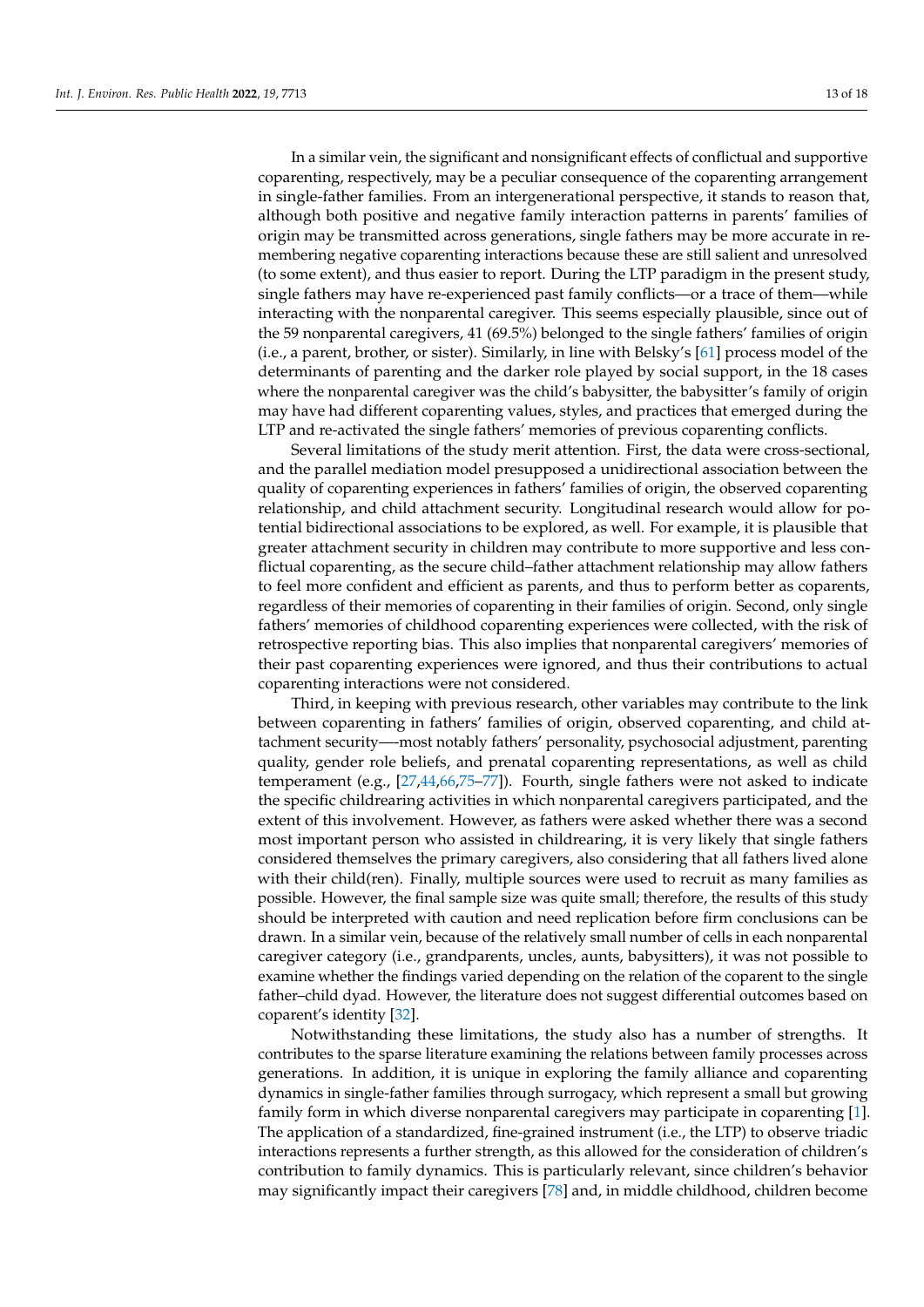In a similar vein, the significant and nonsignificant effects of conflictual and supportive coparenting, respectively, may be a peculiar consequence of the coparenting arrangement in single-father families. From an intergenerational perspective, it stands to reason that, although both positive and negative family interaction patterns in parents' families of origin may be transmitted across generations, single fathers may be more accurate in remembering negative coparenting interactions because these are still salient and unresolved (to some extent), and thus easier to report. During the LTP paradigm in the present study, single fathers may have re-experienced past family conflicts—or a trace of them—while interacting with the nonparental caregiver. This seems especially plausible, since out of the 59 nonparental caregivers, 41 (69.5%) belonged to the single fathers' families of origin (i.e., a parent, brother, or sister). Similarly, in line with Belsky's [61] process model of the determinants of parenting and the darker role played by social support, in the 18 cases where the nonparental caregiver was the child's babysitter, the babysitter's family of origin may have had different coparenting values, styles, and practices that emerged during the LTP and re-activated the single fathers' memories of previous coparenting conflicts.

Several limitations of the study merit attention. First, the data were cross-sectional, and the parallel mediation model presupposed a unidirectional association between the quality of coparenting experiences in fathers' families of origin, the observed coparenting relationship, and child attachment security. Longitudinal research would allow for potential bidirectional associations to be explored, as well. For example, it is plausible that greater attachment security in children may contribute to more supportive and less conflictual coparenting, as the secure child–father attachment relationship may allow fathers to feel more confident and efficient as parents, and thus to perform better as coparents, regardless of their memories of coparenting in their families of origin. Second, only single fathers' memories of childhood coparenting experiences were collected, with the risk of retrospective reporting bias. This also implies that nonparental caregivers' memories of their past coparenting experiences were ignored, and thus their contributions to actual coparenting interactions were not considered.

Third, in keeping with previous research, other variables may contribute to the link between coparenting in fathers' families of origin, observed coparenting, and child attachment security—most notably fathers' personality, psychosocial adjustment, parenting quality, gender role beliefs, and prenatal coparenting representations, as well as child temperament (e.g., [27,44,66,75–77]). Fourth, single fathers were not asked to indicate the specific childrearing activities in which nonparental caregivers participated, and the extent of this involvement. However, as fathers were asked whether there was a second most important person who assisted in childrearing, it is very likely that single fathers considered themselves the primary caregivers, also considering that all fathers lived alone with their child(ren). Finally, multiple sources were used to recruit as many families as possible. However, the final sample size was quite small; therefore, the results of this study should be interpreted with caution and need replication before firm conclusions can be drawn. In a similar vein, because of the relatively small number of cells in each nonparental caregiver category (i.e., grandparents, uncles, aunts, babysitters), it was not possible to examine whether the findings varied depending on the relation of the coparent to the single father–child dyad. However, the literature does not suggest differential outcomes based on coparent's identity [32].

Notwithstanding these limitations, the study also has a number of strengths. It contributes to the sparse literature examining the relations between family processes across generations. In addition, it is unique in exploring the family alliance and coparenting dynamics in single-father families through surrogacy, which represent a small but growing family form in which diverse nonparental caregivers may participate in coparenting [1]. The application of a standardized, fine-grained instrument (i.e., the LTP) to observe triadic interactions represents a further strength, as this allowed for the consideration of children's contribution to family dynamics. This is particularly relevant, since children's behavior may significantly impact their caregivers [78] and, in middle childhood, children become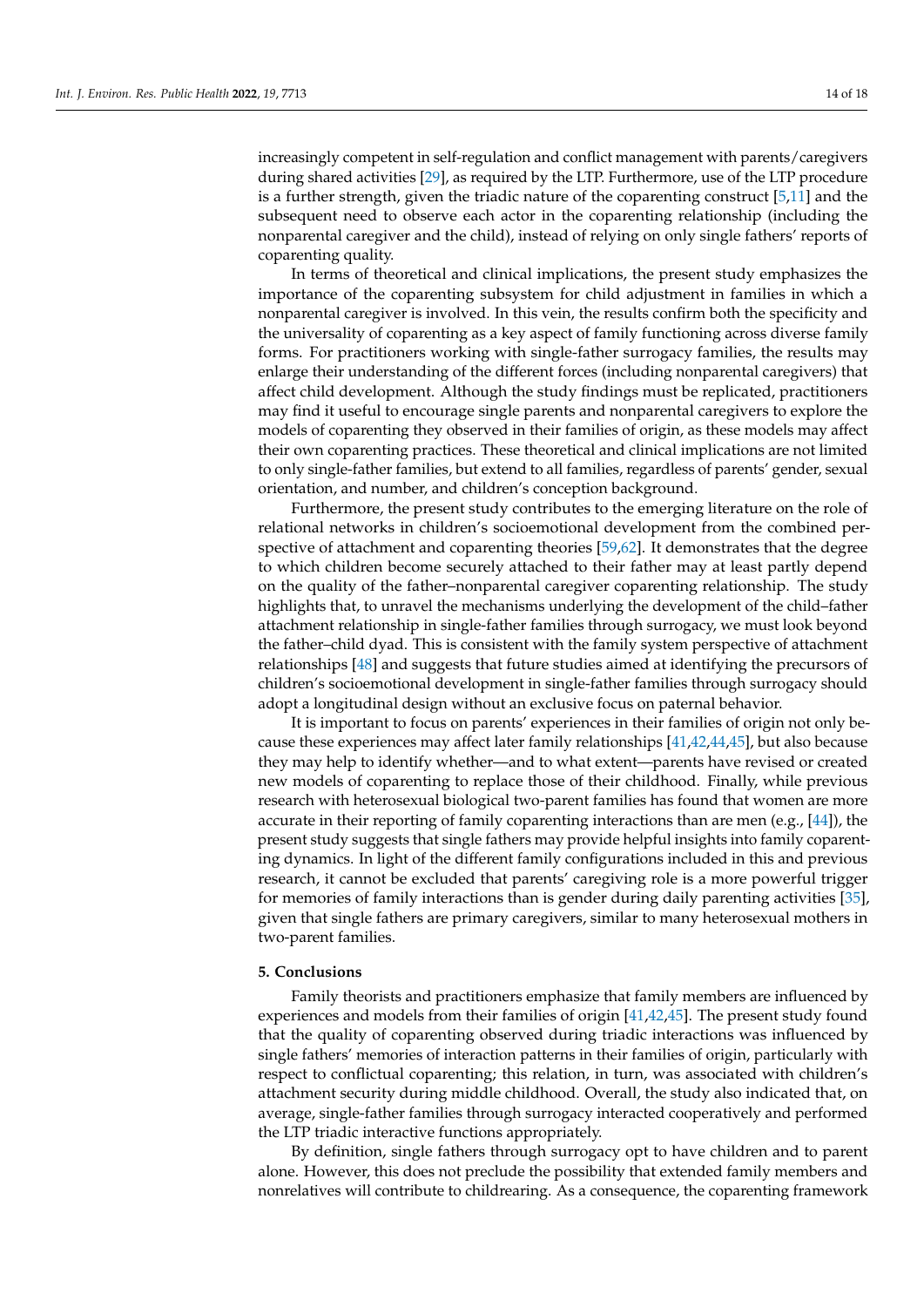increasingly competent in self-regulation and conflict management with parents/caregivers during shared activities [29], as required by the LTP. Furthermore, use of the LTP procedure is a further strength, given the triadic nature of the coparenting construct [5,11] and the subsequent need to observe each actor in the coparenting relationship (including the nonparental caregiver and the child), instead of relying on only single fathers' reports of coparenting quality.

In terms of theoretical and clinical implications, the present study emphasizes the importance of the coparenting subsystem for child adjustment in families in which a nonparental caregiver is involved. In this vein, the results confirm both the specificity and the universality of coparenting as a key aspect of family functioning across diverse family forms. For practitioners working with single-father surrogacy families, the results may enlarge their understanding of the different forces (including nonparental caregivers) that affect child development. Although the study findings must be replicated, practitioners may find it useful to encourage single parents and nonparental caregivers to explore the models of coparenting they observed in their families of origin, as these models may affect their own coparenting practices. These theoretical and clinical implications are not limited to only single-father families, but extend to all families, regardless of parents' gender, sexual orientation, and number, and children's conception background.

Furthermore, the present study contributes to the emerging literature on the role of relational networks in children's socioemotional development from the combined perspective of attachment and coparenting theories [59,62]. It demonstrates that the degree to which children become securely attached to their father may at least partly depend on the quality of the father–nonparental caregiver coparenting relationship. The study highlights that, to unravel the mechanisms underlying the development of the child–father attachment relationship in single-father families through surrogacy, we must look beyond the father–child dyad. This is consistent with the family system perspective of attachment relationships [48] and suggests that future studies aimed at identifying the precursors of children's socioemotional development in single-father families through surrogacy should adopt a longitudinal design without an exclusive focus on paternal behavior.

It is important to focus on parents' experiences in their families of origin not only because these experiences may affect later family relationships [41,42,44,45], but also because they may help to identify whether—and to what extent—parents have revised or created new models of coparenting to replace those of their childhood. Finally, while previous research with heterosexual biological two-parent families has found that women are more accurate in their reporting of family coparenting interactions than are men (e.g., [44]), the present study suggests that single fathers may provide helpful insights into family coparenting dynamics. In light of the different family configurations included in this and previous research, it cannot be excluded that parents' caregiving role is a more powerful trigger for memories of family interactions than is gender during daily parenting activities [35], given that single fathers are primary caregivers, similar to many heterosexual mothers in two-parent families.

## 5. Conclusions

Family theorists and practitioners emphasize that family members are influenced by experiences and models from their families of origin [41,42,45]. The present study found that the quality of coparenting observed during triadic interactions was influenced by single fathers' memories of interaction patterns in their families of origin, particularly with respect to conflictual coparenting; this relation, in turn, was associated with children's attachment security during middle childhood. Overall, the study also indicated that, on average, single-father families through surrogacy interacted cooperatively and performed the LTP triadic interactive functions appropriately.

By definition, single fathers through surrogacy opt to have children and to parent alone. However, this does not preclude the possibility that extended family members and nonrelatives will contribute to childrearing. As a consequence, the coparenting framework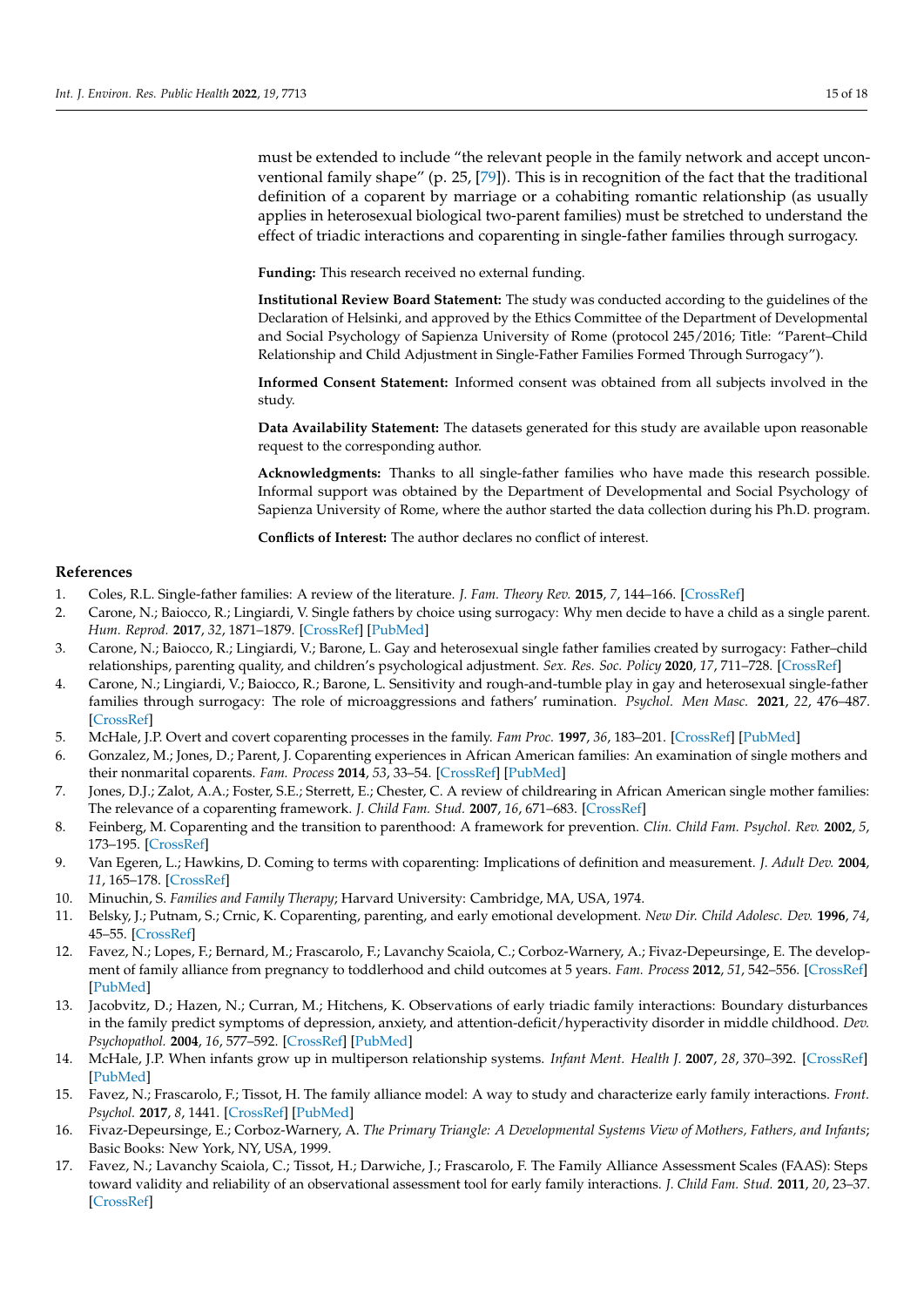must be extended to include "the relevant people in the family network and accept unconventional family shape" (p. 25, [79]). This is in recognition of the fact that the traditional definition of a coparent by marriage or a cohabiting romantic relationship (as usually applies in heterosexual biological two-parent families) must be stretched to understand the effect of triadic interactions and coparenting in single-father families through surrogacy.

**Funding:** This research received no external funding.

**Institutional Review Board Statement:** The study was conducted according to the guidelines of the Declaration of Helsinki, and approved by the Ethics Committee of the Department of Developmental and Social Psychology of Sapienza University of Rome (protocol 245/2016; Title: "Parent–Child Relationship and Child Adjustment in Single-Father Families Formed Through Surrogacy").

**Informed Consent Statement:** Informed consent was obtained from all subjects involved in the study.

**Data Availability Statement:** The datasets generated for this study are available upon reasonable request to the corresponding author.

**Acknowledgments:** Thanks to all single-father families who have made this research possible. Informal support was obtained by the Department of Developmental and Social Psychology of Sapienza University of Rome, where the author started the data collection during his Ph.D. program.

**Conflicts of Interest:** The author declares no conflict of interest.

## References

1. Coles, R.L. Single-father families: A review of the literature. *J. Fam. Theory Rev.* **2015**, *7*, 144–166. [CrossRef]
2. Carone, N.; Baiocco, R.; Lingiardi, V. Single fathers by choice using surrogacy: Why men decide to have a child as a single parent. *Hum. Reprod.* **2017**, *32*, 1871–1879. [CrossRef] [PubMed]
3. Carone, N.; Baiocco, R.; Lingiardi, V.; Barone, L. Gay and heterosexual single father families created by surrogacy: Father–child relationships, parenting quality, and children's psychological adjustment. *Sex. Res. Soc. Policy* **2020**, *17*, 711–728. [CrossRef]
4. Carone, N.; Lingiardi, V.; Baiocco, R.; Barone, L. Sensitivity and rough-and-tumble play in gay and heterosexual single-father families through surrogacy: The role of microaggressions and fathers' rumination. *Psychol. Men Masc.* **2021**, *22*, 476–487. [CrossRef]
5. McHale, J.P. Overt and covert coparenting processes in the family. *Fam Proc.* **1997**, *36*, 183–201. [CrossRef] [PubMed]
6. Gonzalez, M.; Jones, D.; Parent, J. Coparenting experiences in African American families: An examination of single mothers and their nonmarital coparents. *Fam. Process* **2014**, *53*, 33–54. [CrossRef] [PubMed]
7. Jones, D.J.; Zalot, A.A.; Foster, S.E.; Sterrett, E.; Chester, C. A review of childrearing in African American single mother families: The relevance of a coparenting framework. *J. Child Fam. Stud.* **2007**, *16*, 671–683. [CrossRef]
8. Feinberg, M. Coparenting and the transition to parenthood: A framework for prevention. *Clin. Child Fam. Psychol. Rev.* **2002**, *5*, 173–195. [CrossRef]
9. Van Egeren, L.; Hawkins, D. Coming to terms with coparenting: Implications of definition and measurement. *J. Adult Dev.* **2004**, *11*, 165–178. [CrossRef]
10. Minuchin, S. *Families and Family Therapy*; Harvard University: Cambridge, MA, USA, 1974.
11. Belsky, J.; Putnam, S.; Crnic, K. Coparenting, parenting, and early emotional development. *New Dir. Child Adolesc. Dev.* **1996**, *74*, 45–55. [CrossRef]
12. Favez, N.; Lopes, F.; Bernard, M.; Frascarolo, F.; Lavanchy Scaiola, C.; Corboz-Warnery, A.; Fivaz-Depeursinge, E. The development of family alliance from pregnancy to toddlerhood and child outcomes at 5 years. *Fam. Process* **2012**, *51*, 542–556. [CrossRef] [PubMed]
13. Jacobvitz, D.; Hazen, N.; Curran, M.; Hitchens, K. Observations of early triadic family interactions: Boundary disturbances in the family predict symptoms of depression, anxiety, and attention-deficit/hyperactivity disorder in middle childhood. *Dev. Psychopathol.* **2004**, *16*, 577–592. [CrossRef] [PubMed]
14. McHale, J.P. When infants grow up in multiperson relationship systems. *Infant Ment. Health J.* **2007**, *28*, 370–392. [CrossRef] [PubMed]
15. Favez, N.; Frascarolo, F.; Tissot, H. The family alliance model: A way to study and characterize early family interactions. *Front. Psychol.* **2017**, *8*, 1441. [CrossRef] [PubMed]
16. Fivaz-Depeursinge, E.; Corboz-Warnery, A. *The Primary Triangle: A Developmental Systems View of Mothers, Fathers, and Infants*; Basic Books: New York, NY, USA, 1999.
17. Favez, N.; Lavanchy Scaiola, C.; Tissot, H.; Darwiche, J.; Frascarolo, F. The Family Alliance Assessment Scales (FAAS): Steps toward validity and reliability of an observational assessment tool for early family interactions. *J. Child Fam. Stud.* **2011**, *20*, 23–37. [CrossRef]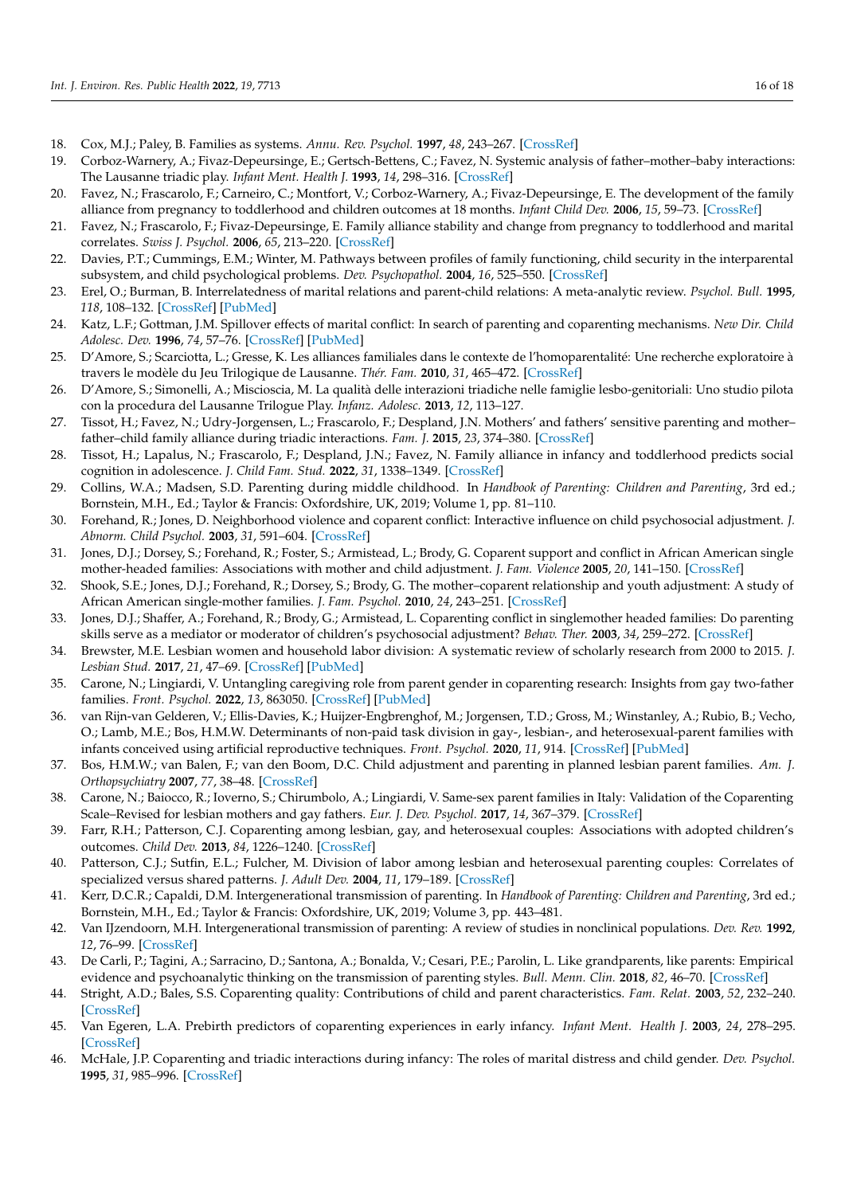18. Cox, M.J.; Paley, B. Families as systems. *Annu. Rev. Psychol.* **1997**, *48*, 243–267. [CrossRef]
19. Corboz-Warnery, A.; Fivaz-Depeursinge, E.; Gertsch-Bettens, C.; Favez, N. Systemic analysis of father–mother–baby interactions: The Lausanne triadic play. *Infant Ment. Health J.* **1993**, *14*, 298–316. [CrossRef]
20. Favez, N.; Frascarolo, F.; Carneiro, C.; Montfort, V.; Corboz-Warnery, A.; Fivaz-Depeursinge, E. The development of the family alliance from pregnancy to toddlerhood and children outcomes at 18 months. *Infant Child Dev.* **2006**, *15*, 59–73. [CrossRef]
21. Favez, N.; Frascarolo, F.; Fivaz-Depeursinge, E. Family alliance stability and change from pregnancy to toddlerhood and marital correlates. *Swiss J. Psychol.* **2006**, *65*, 213–220. [CrossRef]
22. Davies, P.T.; Cummings, E.M.; Winter, M. Pathways between profiles of family functioning, child security in the interparental subsystem, and child psychological problems. *Dev. Psychopathol.* **2004**, *16*, 525–550. [CrossRef]
23. Erel, O.; Burman, B. Interrelatedness of marital relations and parent-child relations: A meta-analytic review. *Psychol. Bull.* **1995**, *118*, 108–132. [CrossRef] [PubMed]
24. Katz, L.F.; Gottman, J.M. Spillover effects of marital conflict: In search of parenting and coparenting mechanisms. *New Dir. Child Adolesc. Dev.* **1996**, *74*, 57–76. [CrossRef] [PubMed]
25. D'Amore, S.; Scarciotta, L.; Gresse, K. Les alliances familiales dans le contexte de l'homoparentalité: Une recherche exploratoire à travers le modèle du Jeu Trilogique de Lausanne. *Thér. Fam.* **2010**, *31*, 465–472. [CrossRef]
26. D'Amore, S.; Simonelli, A.; Miscioscia, M. La qualità delle interazioni triadiche nelle famiglie lesbo-genitoriali: Uno studio pilota con la procedura del Lausanne Trilogue Play. *Infanz. Adolesc.* **2013**, *12*, 113–127.
27. Tissot, H.; Favez, N.; Udry-Jorgensen, L.; Frascarolo, F.; Despland, J.N. Mothers' and fathers' sensitive parenting and mother–father–child family alliance during triadic interactions. *Fam. J.* **2015**, *23*, 374–380. [CrossRef]
28. Tissot, H.; Lapalus, N.; Frascarolo, F.; Despland, J.N.; Favez, N. Family alliance in infancy and toddlerhood predicts social cognition in adolescence. *J. Child Fam. Stud.* **2022**, *31*, 1338–1349. [CrossRef]
29. Collins, W.A.; Madsen, S.D. Parenting during middle childhood. In *Handbook of Parenting: Children and Parenting*, 3rd ed.; Bornstein, M.H., Ed.; Taylor & Francis: Oxfordshire, UK, 2019; Volume 1, pp. 81–110.
30. Forehand, R.; Jones, D. Neighborhood violence and coparent conflict: Interactive influence on child psychosocial adjustment. *J. Abnorm. Child Psychol.* **2003**, *31*, 591–604. [CrossRef]
31. Jones, D.J.; Dorsey, S.; Forehand, R.; Foster, S.; Armistead, L.; Brody, G. Coparent support and conflict in African American single mother-headed families: Associations with mother and child adjustment. *J. Fam. Violence* **2005**, *20*, 141–150. [CrossRef]
32. Shook, S.E.; Jones, D.J.; Forehand, R.; Dorsey, S.; Brody, G. The mother–coparent relationship and youth adjustment: A study of African American single-mother families. *J. Fam. Psychol.* **2010**, *24*, 243–251. [CrossRef]
33. Jones, D.J.; Shaffer, A.; Forehand, R.; Brody, G.; Armistead, L. Coparenting conflict in singlemother headed families: Do parenting skills serve as a mediator or moderator of children's psychosocial adjustment? *Behav. Ther.* **2003**, *34*, 259–272. [CrossRef]
34. Brewster, M.E. Lesbian women and household labor division: A systematic review of scholarly research from 2000 to 2015. *J. Lesbian Stud.* **2017**, *21*, 47–69. [CrossRef] [PubMed]
35. Carone, N.; Lingiardi, V. Untangling caregiving role from parent gender in coparenting research: Insights from gay two-father families. *Front. Psychol.* **2022**, *13*, 863050. [CrossRef] [PubMed]
36. van Rijn-van Gelderen, V.; Ellis-Davies, K.; Huijzer-Engbrenghof, M.; Jorgensen, T.D.; Gross, M.; Winstanley, A.; Rubio, B.; Vecho, O.; Lamb, M.E.; Bos, H.M.W. Determinants of non-paid task division in gay-, lesbian-, and heterosexual-parent families with infants conceived using artificial reproductive techniques. *Front. Psychol.* **2020**, *11*, 914. [CrossRef] [PubMed]
37. Bos, H.M.W.; van Balen, F.; van den Boom, D.C. Child adjustment and parenting in planned lesbian parent families. *Am. J. Orthopsychiatry* **2007**, *77*, 38–48. [CrossRef]
38. Carone, N.; Baiocco, R.; Ioverno, S.; Chirumbolo, A.; Lingiardi, V. Same-sex parent families in Italy: Validation of the Coparenting Scale–Revised for lesbian mothers and gay fathers. *Eur. J. Dev. Psychol.* **2017**, *14*, 367–379. [CrossRef]
39. Farr, R.H.; Patterson, C.J. Coparenting among lesbian, gay, and heterosexual couples: Associations with adopted children's outcomes. *Child Dev.* **2013**, *84*, 1226–1240. [CrossRef]
40. Patterson, C.J.; Sutfin, E.L.; Fulcher, M. Division of labor among lesbian and heterosexual parenting couples: Correlates of specialized versus shared patterns. *J. Adult Dev.* **2004**, *11*, 179–189. [CrossRef]
41. Kerr, D.C.R.; Capaldi, D.M. Intergenerational transmission of parenting. In *Handbook of Parenting: Children and Parenting*, 3rd ed.; Bornstein, M.H., Ed.; Taylor & Francis: Oxfordshire, UK, 2019; Volume 3, pp. 443–481.
42. Van IJzendoorn, M.H. Intergenerational transmission of parenting: A review of studies in nonclinical populations. *Dev. Rev.* **1992**, *12*, 76–99. [CrossRef]
43. De Carli, P.; Tagini, A.; Sarracino, D.; Santona, A.; Bonalda, V.; Cesari, P.E.; Parolin, L. Like grandparents, like parents: Empirical evidence and psychoanalytic thinking on the transmission of parenting styles. *Bull. Menn. Clin.* **2018**, *82*, 46–70. [CrossRef]
44. Stright, A.D.; Bales, S.S. Coparenting quality: Contributions of child and parent characteristics. *Fam. Relat.* **2003**, *52*, 232–240. [CrossRef]
45. Van Egeren, L.A. Prebirth predictors of coparenting experiences in early infancy. *Infant Ment. Health J.* **2003**, *24*, 278–295. [CrossRef]
46. McHale, J.P. Coparenting and triadic interactions during infancy: The roles of marital distress and child gender. *Dev. Psychol.* **1995**, *31*, 985–996. [CrossRef]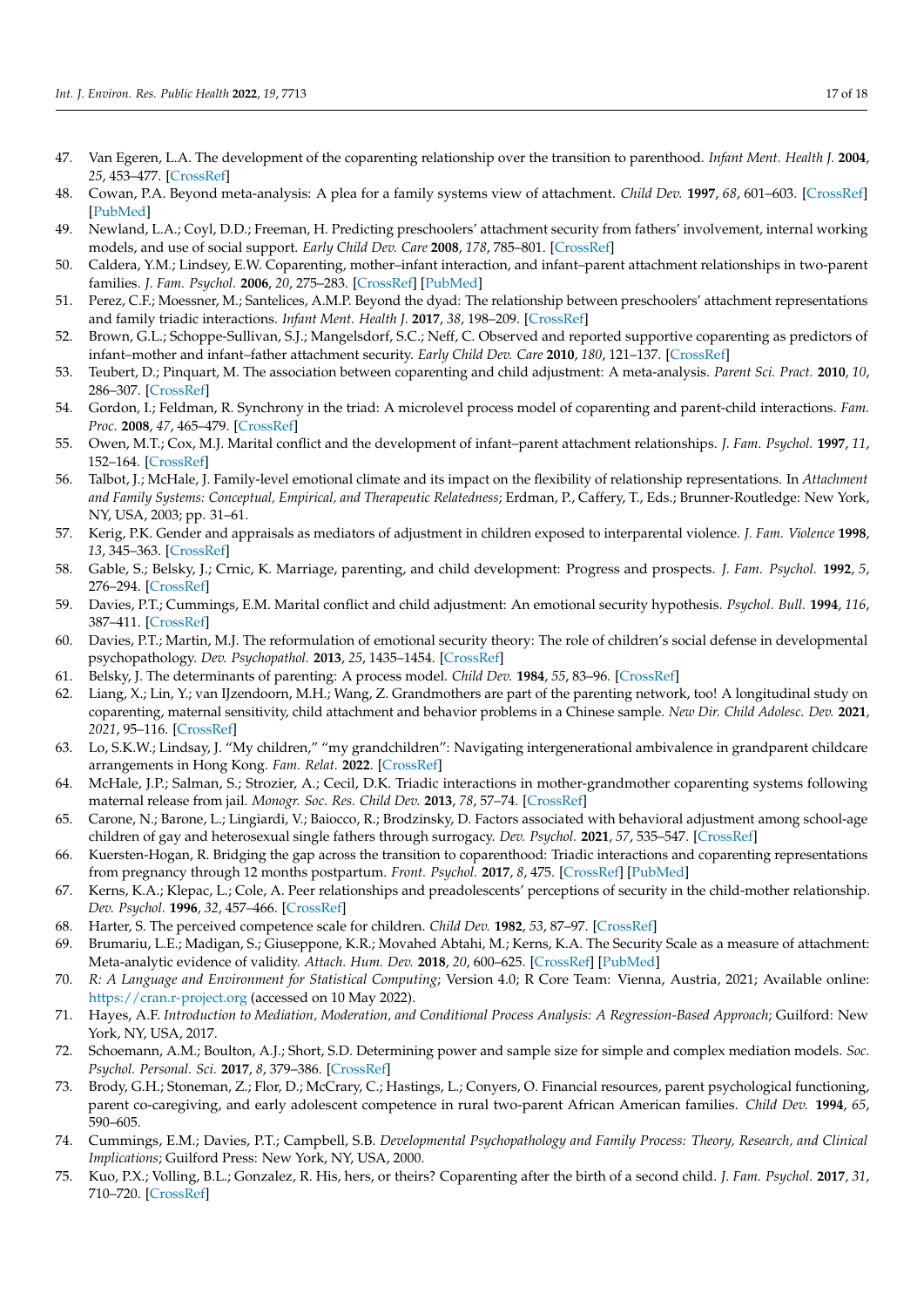47. Van Egeren, L.A. The development of the coparenting relationship over the transition to parenthood. *Infant Ment. Health J.* **2004**, *25*, 453–477. [CrossRef]
48. Cowan, P.A. Beyond meta-analysis: A plea for a family systems view of attachment. *Child Dev.* **1997**, *68*, 601–603. [CrossRef] [PubMed]
49. Newland, L.A.; Coyl, D.D.; Freeman, H. Predicting preschoolers' attachment security from fathers' involvement, internal working models, and use of social support. *Early Child Dev. Care* **2008**, *178*, 785–801. [CrossRef]
50. Caldera, Y.M.; Lindsey, E.W. Coparenting, mother–infant interaction, and infant–parent attachment relationships in two-parent families. *J. Fam. Psychol.* **2006**, *20*, 275–283. [CrossRef] [PubMed]
51. Perez, C.F.; Moessner, M.; Santelices, A.M.P. Beyond the dyad: The relationship between preschoolers' attachment representations and family triadic interactions. *Infant Ment. Health J.* **2017**, *38*, 198–209. [CrossRef]
52. Brown, G.L.; Schoppe-Sullivan, S.J.; Mangelsdorf, S.C.; Neff, C. Observed and reported supportive coparenting as predictors of infant–mother and infant–father attachment security. *Early Child Dev. Care* **2010**, *180*, 121–137. [CrossRef]
53. Teubert, D.; Pinquart, M. The association between coparenting and child adjustment: A meta-analysis. *Parent Sci. Pract.* **2010**, *10*, 286–307. [CrossRef]
54. Gordon, I.; Feldman, R. Synchrony in the triad: A microlevel process model of coparenting and parent-child interactions. *Fam. Proc.* **2008**, *47*, 465–479. [CrossRef]
55. Owen, M.T.; Cox, M.J. Marital conflict and the development of infant–parent attachment relationships. *J. Fam. Psychol.* **1997**, *11*, 152–164. [CrossRef]
56. Talbot, J.; McHale, J. Family-level emotional climate and its impact on the flexibility of relationship representations. In *Attachment and Family Systems: Conceptual, Empirical, and Therapeutic Relatedness*; Erdman, P., Caffery, T., Eds.; Brunner-Routledge: New York, NY, USA, 2003; pp. 31–61.
57. Kerig, P.K. Gender and appraisals as mediators of adjustment in children exposed to interparental violence. *J. Fam. Violence* **1998**, *13*, 345–363. [CrossRef]
58. Gable, S.; Belsky, J.; Crnic, K. Marriage, parenting, and child development: Progress and prospects. *J. Fam. Psychol.* **1992**, *5*, 276–294. [CrossRef]
59. Davies, P.T.; Cummings, E.M. Marital conflict and child adjustment: An emotional security hypothesis. *Psychol. Bull.* **1994**, *116*, 387–411. [CrossRef]
60. Davies, P.T.; Martin, M.J. The reformulation of emotional security theory: The role of children's social defense in developmental psychopathology. *Dev. Psychopathol.* **2013**, *25*, 1435–1454. [CrossRef]
61. Belsky, J. The determinants of parenting: A process model. *Child Dev.* **1984**, *55*, 83–96. [CrossRef]
62. Liang, X.; Lin, Y.; van IJzendoorn, M.H.; Wang, Z. Grandmothers are part of the parenting network, too! A longitudinal study on coparenting, maternal sensitivity, child attachment and behavior problems in a Chinese sample. *New Dir. Child Adolesc. Dev.* **2021**, *2021*, 95–116. [CrossRef]
63. Lo, S.K.W.; Lindsay, J. "My children," "my grandchildren": Navigating intergenerational ambivalence in grandparent childcare arrangements in Hong Kong. *Fam. Relat.* **2022**. [CrossRef]
64. McHale, J.P.; Salman, S.; Strozier, A.; Cecil, D.K. Triadic interactions in mother-grandmother coparenting systems following maternal release from jail. *Monogr. Soc. Res. Child Dev.* **2013**, *78*, 57–74. [CrossRef]
65. Carone, N.; Barone, L.; Lingiardi, V.; Baiocco, R.; Brodzinsky, D. Factors associated with behavioral adjustment among school-age children of gay and heterosexual single fathers through surrogacy. *Dev. Psychol.* **2021**, *57*, 535–547. [CrossRef]
66. Kuersten-Hogan, R. Bridging the gap across the transition to coparenthood: Triadic interactions and coparenting representations from pregnancy through 12 months postpartum. *Front. Psychol.* **2017**, *8*, 475. [CrossRef] [PubMed]
67. Kerns, K.A.; Klepac, L.; Cole, A. Peer relationships and preadolescents' perceptions of security in the child-mother relationship. *Dev. Psychol.* **1996**, *32*, 457–466. [CrossRef]
68. Harter, S. The perceived competence scale for children. *Child Dev.* **1982**, *53*, 87–97. [CrossRef]
69. Brumariu, L.E.; Madigan, S.; Giuseppone, K.R.; Movahed Abtahi, M.; Kerns, K.A. The Security Scale as a measure of attachment: Meta-analytic evidence of validity. *Attach. Hum. Dev.* **2018**, *20*, 600–625. [CrossRef] [PubMed]
70. *R: A Language and Environment for Statistical Computing*; Version 4.0; R Core Team: Vienna, Austria, 2021; Available online: https://cran.r-project.org (accessed on 10 May 2022).
71. Hayes, A.F. *Introduction to Mediation, Moderation, and Conditional Process Analysis: A Regression-Based Approach*; Guilford: New York, NY, USA, 2017.
72. Schoemann, A.M.; Boulton, A.J.; Short, S.D. Determining power and sample size for simple and complex mediation models. *Soc. Psychol. Personal. Sci.* **2017**, *8*, 379–386. [CrossRef]
73. Brody, G.H.; Stoneman, Z.; Flor, D.; McCrary, C.; Hastings, L.; Conyers, O. Financial resources, parent psychological functioning, parent co-caregiving, and early adolescent competence in rural two-parent African American families. *Child Dev.* **1994**, *65*, 590–605.
74. Cummings, E.M.; Davies, P.T.; Campbell, S.B. *Developmental Psychopathology and Family Process: Theory, Research, and Clinical Implications*; Guilford Press: New York, NY, USA, 2000.
75. Kuo, P.X.; Volling, B.L.; Gonzalez, R. His, hers, or theirs? Coparenting after the birth of a second child. *J. Fam. Psychol.* **2017**, *31*, 710–720. [CrossRef]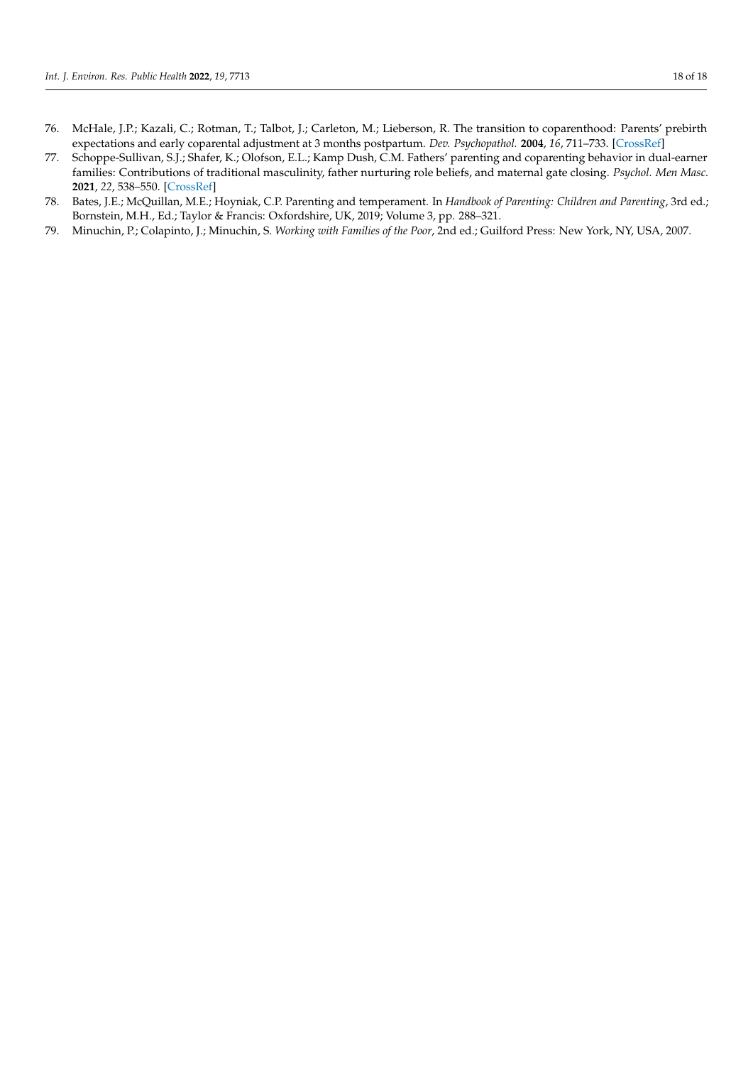76. McHale, J.P.; Kazali, C.; Rotman, T.; Talbot, J.; Carleton, M.; Lieberson, R. The transition to coparenthood: Parents' prebirth expectations and early coparental adjustment at 3 months postpartum. *Dev. Psychopathol.* **2004**, *16*, 711–733. [CrossRef]
77. Schoppe-Sullivan, S.J.; Shafer, K.; Olofson, E.L.; Kamp Dush, C.M. Fathers' parenting and coparenting behavior in dual-earner families: Contributions of traditional masculinity, father nurturing role beliefs, and maternal gate closing. *Psychol. Men Masc.* **2021**, *22*, 538–550. [CrossRef]
78. Bates, J.E.; McQuillan, M.E.; Hoyniak, C.P. Parenting and temperament. In *Handbook of Parenting: Children and Parenting*, 3rd ed.; Bornstein, M.H., Ed.; Taylor & Francis: Oxfordshire, UK, 2019; Volume 3, pp. 288–321.
79. Minuchin, P.; Colapinto, J.; Minuchin, S. *Working with Families of the Poor*, 2nd ed.; Guilford Press: New York, NY, USA, 2007.